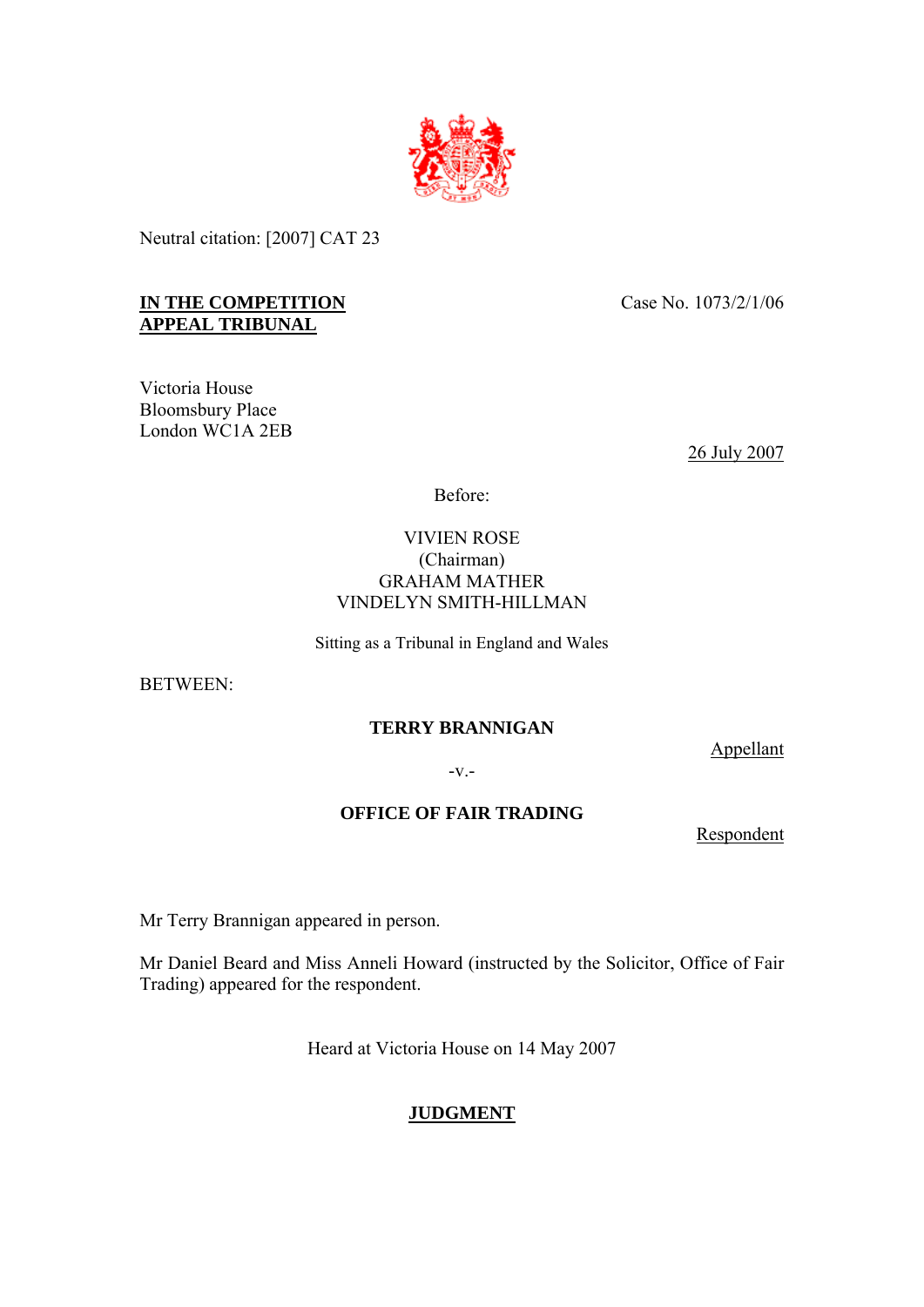Neutral citation: [2007] CAT 23

**IN THE COMPETITION APPEAL TRIBUNAL**

Case No. 1073/2/1/06

Victoria House
Bloomsbury Place
London WC1A 2EB

26 July 2007

Before:

VIVIEN ROSE
(Chairman)
GRAHAM MATHER
VINDELYN SMITH-HILLMAN

Sitting as a Tribunal in England and Wales

BETWEEN:

**TERRY BRANNIGAN**

Appellant

-v.-

**OFFICE OF FAIR TRADING**

Respondent

Mr Terry Brannigan appeared in person.

Mr Daniel Beard and Miss Anneli Howard (instructed by the Solicitor, Office of Fair Trading) appeared for the respondent.

Heard at Victoria House on 14 May 2007

# JUDGMENT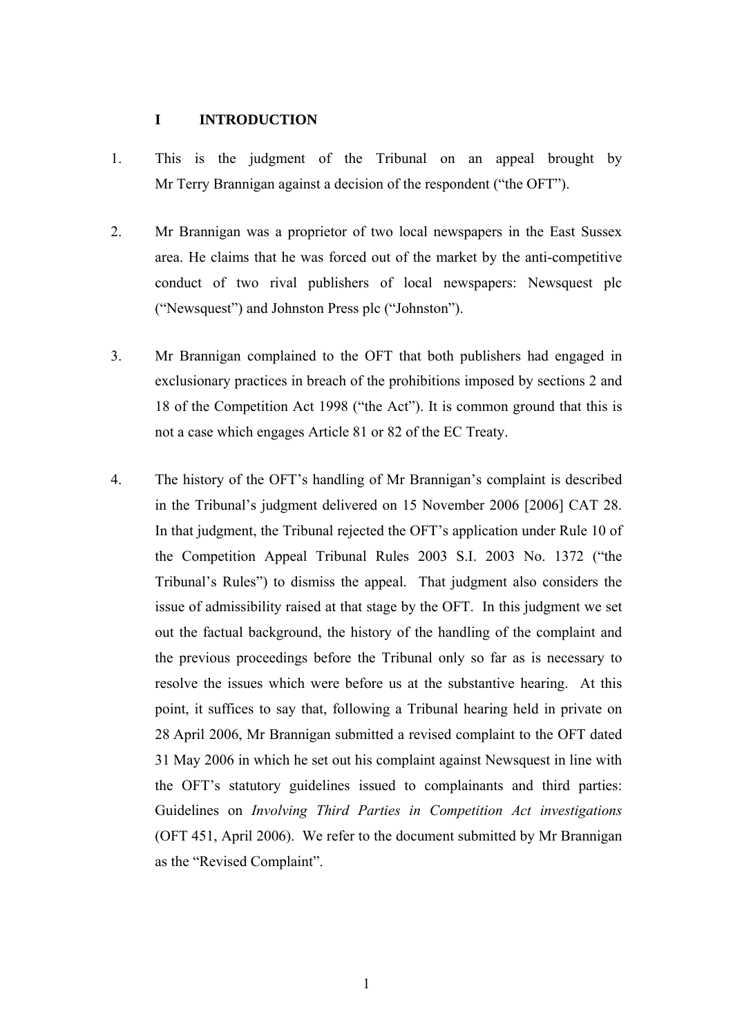## I INTRODUCTION

1. This is the judgment of the Tribunal on an appeal brought by Mr Terry Brannigan against a decision of the respondent ("the OFT").

2. Mr Brannigan was a proprietor of two local newspapers in the East Sussex area. He claims that he was forced out of the market by the anti-competitive conduct of two rival publishers of local newspapers: Newsquest plc ("Newsquest") and Johnston Press plc ("Johnston").

3. Mr Brannigan complained to the OFT that both publishers had engaged in exclusionary practices in breach of the prohibitions imposed by sections 2 and 18 of the Competition Act 1998 ("the Act"). It is common ground that this is not a case which engages Article 81 or 82 of the EC Treaty.

4. The history of the OFT's handling of Mr Brannigan's complaint is described in the Tribunal's judgment delivered on 15 November 2006 [2006] CAT 28. In that judgment, the Tribunal rejected the OFT's application under Rule 10 of the Competition Appeal Tribunal Rules 2003 S.I. 2003 No. 1372 ("the Tribunal's Rules") to dismiss the appeal. That judgment also considers the issue of admissibility raised at that stage by the OFT. In this judgment we set out the factual background, the history of the handling of the complaint and the previous proceedings before the Tribunal only so far as is necessary to resolve the issues which were before us at the substantive hearing. At this point, it suffices to say that, following a Tribunal hearing held in private on 28 April 2006, Mr Brannigan submitted a revised complaint to the OFT dated 31 May 2006 in which he set out his complaint against Newsquest in line with the OFT's statutory guidelines issued to complainants and third parties: Guidelines on *Involving Third Parties in Competition Act investigations* (OFT 451, April 2006). We refer to the document submitted by Mr Brannigan as the "Revised Complaint".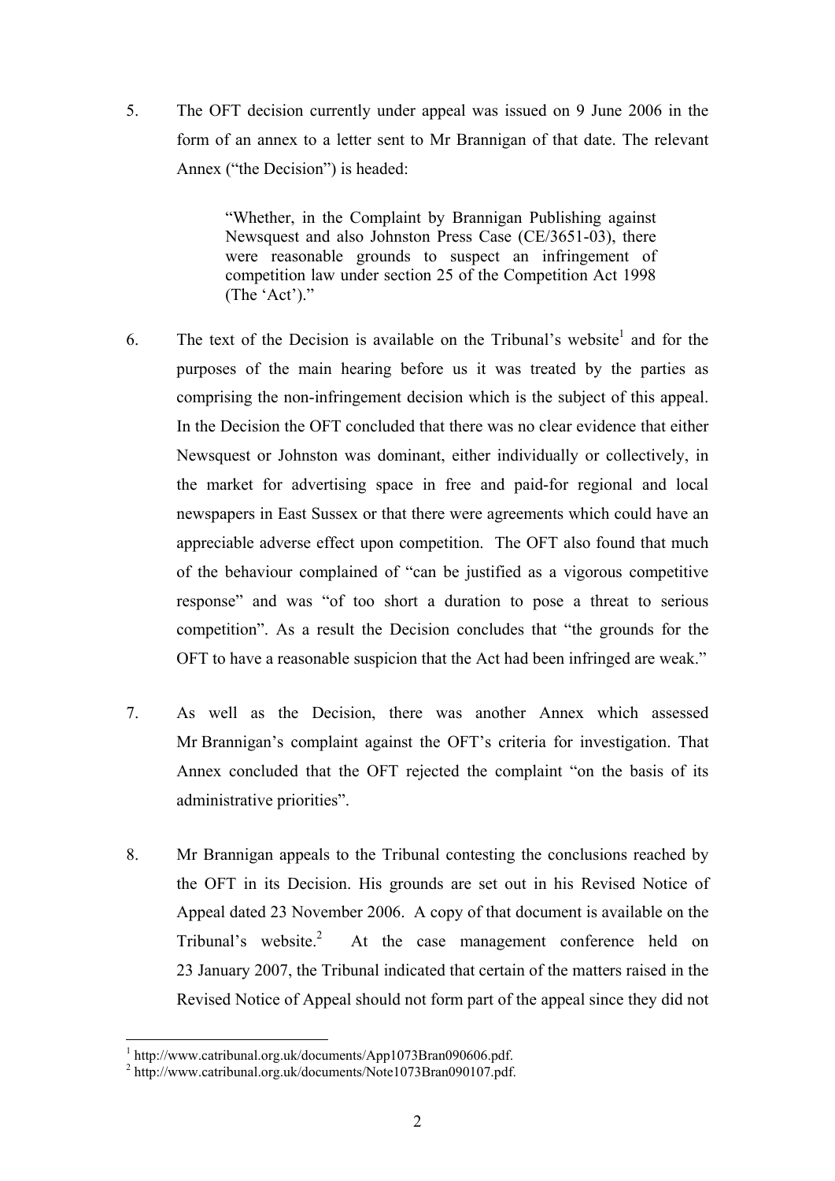5. The OFT decision currently under appeal was issued on 9 June 2006 in the form of an annex to a letter sent to Mr Brannigan of that date. The relevant Annex ("the Decision") is headed:

> "Whether, in the Complaint by Brannigan Publishing against Newsquest and also Johnston Press Case (CE/3651-03), there were reasonable grounds to suspect an infringement of competition law under section 25 of the Competition Act 1998 (The 'Act')."

6. The text of the Decision is available on the Tribunal's website[1] and for the purposes of the main hearing before us it was treated by the parties as comprising the non-infringement decision which is the subject of this appeal. In the Decision the OFT concluded that there was no clear evidence that either Newsquest or Johnston was dominant, either individually or collectively, in the market for advertising space in free and paid-for regional and local newspapers in East Sussex or that there were agreements which could have an appreciable adverse effect upon competition. The OFT also found that much of the behaviour complained of "can be justified as a vigorous competitive response" and was "of too short a duration to pose a threat to serious competition". As a result the Decision concludes that "the grounds for the OFT to have a reasonable suspicion that the Act had been infringed are weak."

7. As well as the Decision, there was another Annex which assessed Mr Brannigan's complaint against the OFT's criteria for investigation. That Annex concluded that the OFT rejected the complaint "on the basis of its administrative priorities".

8. Mr Brannigan appeals to the Tribunal contesting the conclusions reached by the OFT in its Decision. His grounds are set out in his Revised Notice of Appeal dated 23 November 2006. A copy of that document is available on the Tribunal's website.[2] At the case management conference held on 23 January 2007, the Tribunal indicated that certain of the matters raised in the Revised Notice of Appeal should not form part of the appeal since they did not

[1] http://www.catribunal.org.uk/documents/App1073Bran090606.pdf.
[2] http://www.catribunal.org.uk/documents/Note1073Bran090107.pdf.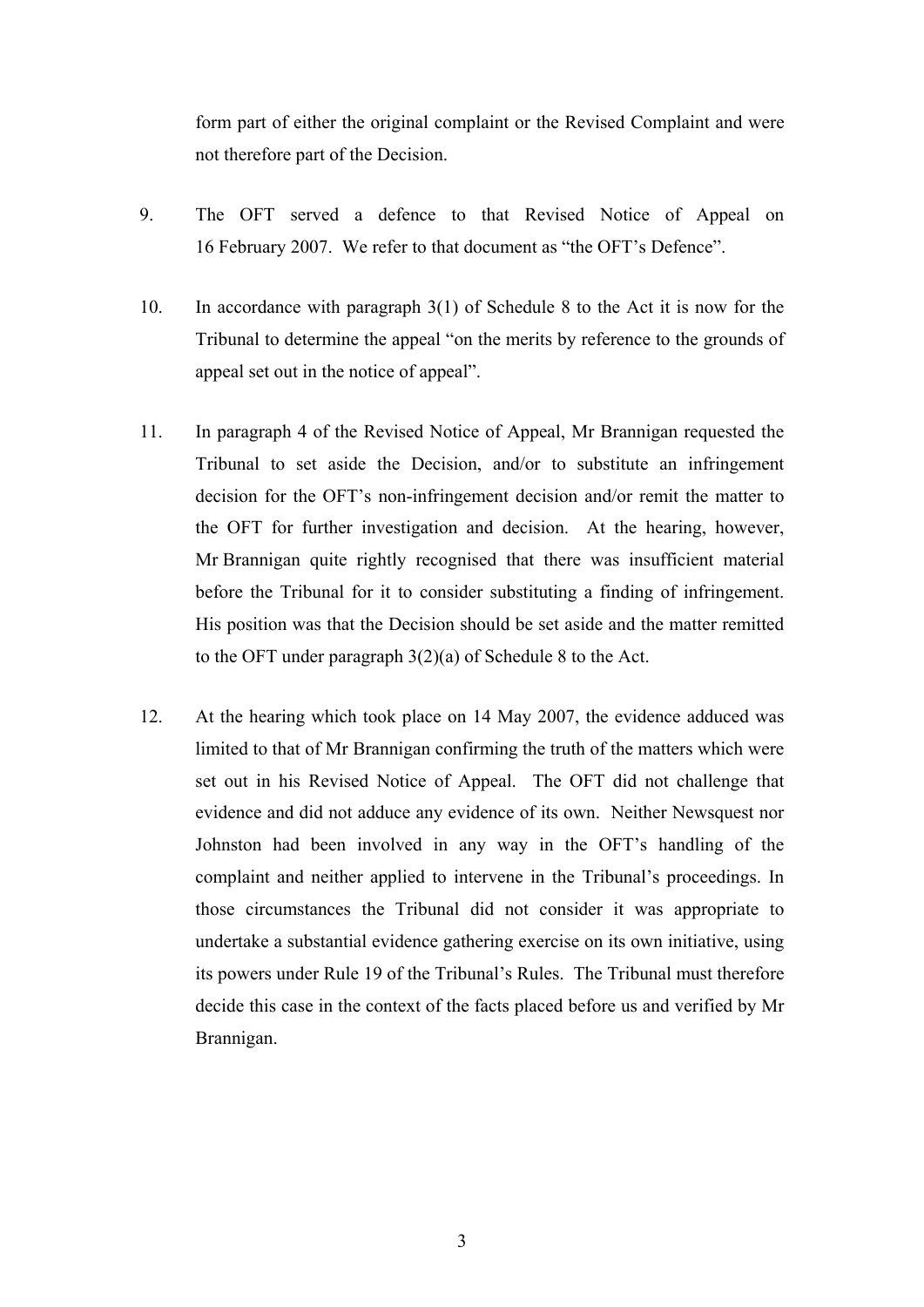form part of either the original complaint or the Revised Complaint and were not therefore part of the Decision.

9. The OFT served a defence to that Revised Notice of Appeal on 16 February 2007. We refer to that document as "the OFT's Defence".

10. In accordance with paragraph 3(1) of Schedule 8 to the Act it is now for the Tribunal to determine the appeal "on the merits by reference to the grounds of appeal set out in the notice of appeal".

11. In paragraph 4 of the Revised Notice of Appeal, Mr Brannigan requested the Tribunal to set aside the Decision, and/or to substitute an infringement decision for the OFT's non-infringement decision and/or remit the matter to the OFT for further investigation and decision. At the hearing, however, Mr Brannigan quite rightly recognised that there was insufficient material before the Tribunal for it to consider substituting a finding of infringement. His position was that the Decision should be set aside and the matter remitted to the OFT under paragraph 3(2)(a) of Schedule 8 to the Act.

12. At the hearing which took place on 14 May 2007, the evidence adduced was limited to that of Mr Brannigan confirming the truth of the matters which were set out in his Revised Notice of Appeal. The OFT did not challenge that evidence and did not adduce any evidence of its own. Neither Newsquest nor Johnston had been involved in any way in the OFT's handling of the complaint and neither applied to intervene in the Tribunal's proceedings. In those circumstances the Tribunal did not consider it was appropriate to undertake a substantial evidence gathering exercise on its own initiative, using its powers under Rule 19 of the Tribunal's Rules. The Tribunal must therefore decide this case in the context of the facts placed before us and verified by Mr Brannigan.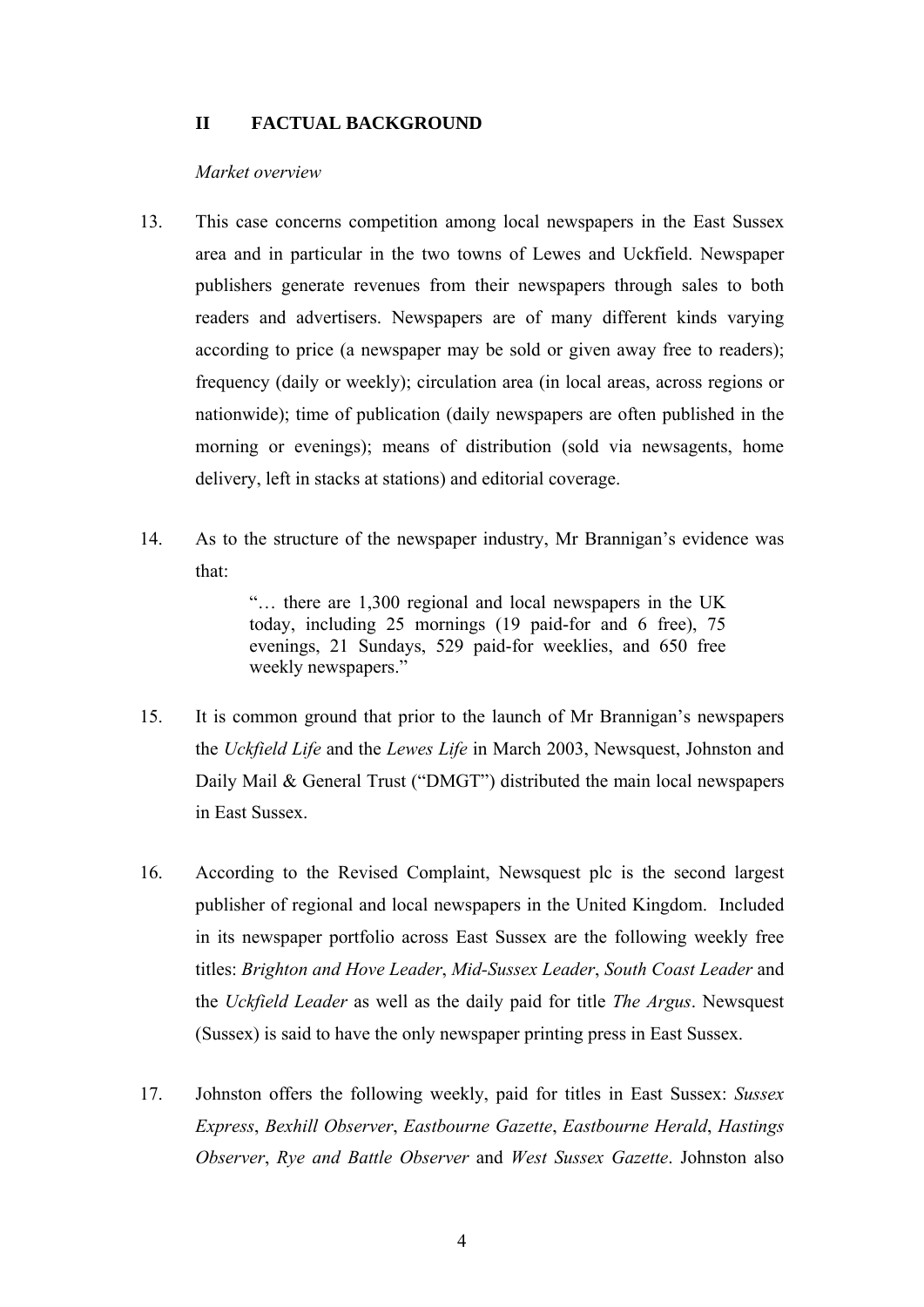## II FACTUAL BACKGROUND

*Market overview*

13. This case concerns competition among local newspapers in the East Sussex area and in particular in the two towns of Lewes and Uckfield. Newspaper publishers generate revenues from their newspapers through sales to both readers and advertisers. Newspapers are of many different kinds varying according to price (a newspaper may be sold or given away free to readers); frequency (daily or weekly); circulation area (in local areas, across regions or nationwide); time of publication (daily newspapers are often published in the morning or evenings); means of distribution (sold via newsagents, home delivery, left in stacks at stations) and editorial coverage.

14. As to the structure of the newspaper industry, Mr Brannigan's evidence was that:

> "… there are 1,300 regional and local newspapers in the UK today, including 25 mornings (19 paid-for and 6 free), 75 evenings, 21 Sundays, 529 paid-for weeklies, and 650 free weekly newspapers."

15. It is common ground that prior to the launch of Mr Brannigan's newspapers the *Uckfield Life* and the *Lewes Life* in March 2003, Newsquest, Johnston and Daily Mail & General Trust ("DMGT") distributed the main local newspapers in East Sussex.

16. According to the Revised Complaint, Newsquest plc is the second largest publisher of regional and local newspapers in the United Kingdom. Included in its newspaper portfolio across East Sussex are the following weekly free titles: *Brighton and Hove Leader*, *Mid-Sussex Leader*, *South Coast Leader* and the *Uckfield Leader* as well as the daily paid for title *The Argus*. Newsquest (Sussex) is said to have the only newspaper printing press in East Sussex.

17. Johnston offers the following weekly, paid for titles in East Sussex: *Sussex Express*, *Bexhill Observer*, *Eastbourne Gazette*, *Eastbourne Herald*, *Hastings Observer*, *Rye and Battle Observer* and *West Sussex Gazette*. Johnston also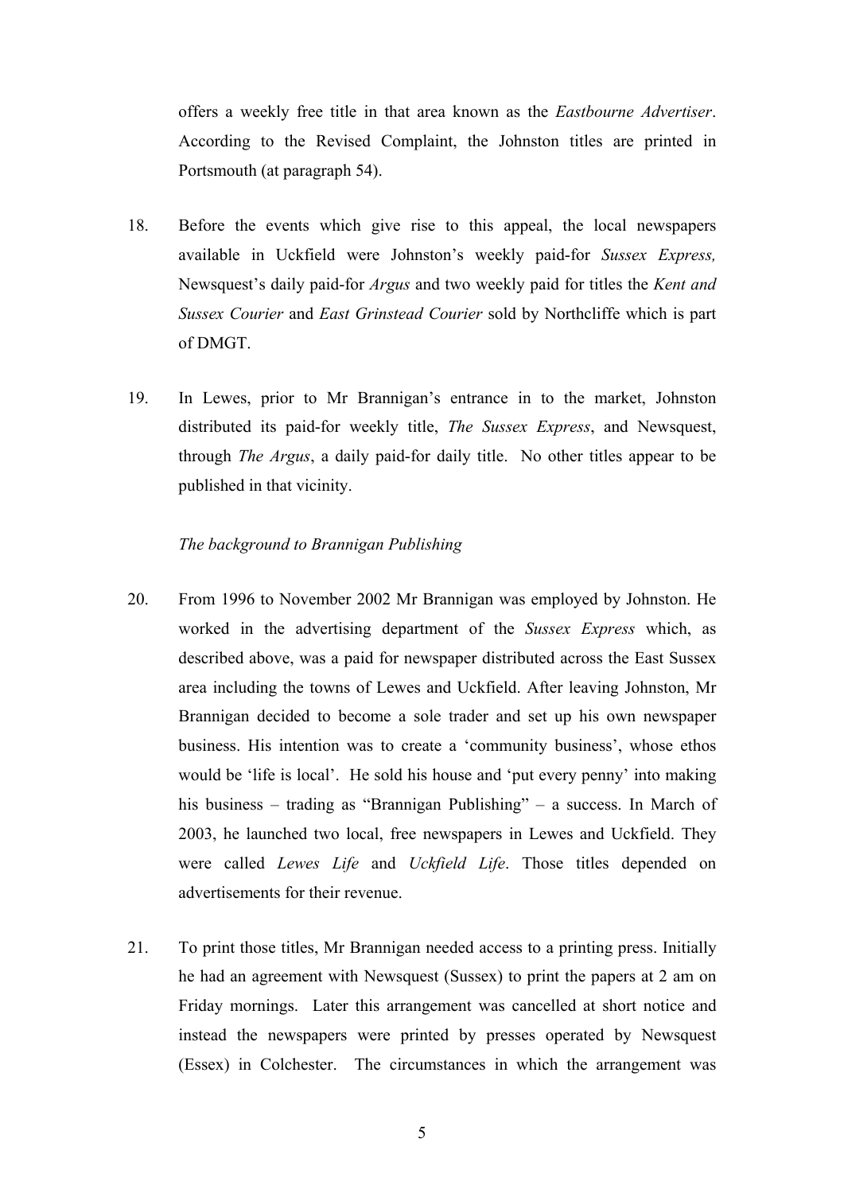offers a weekly free title in that area known as the *Eastbourne Advertiser*. According to the Revised Complaint, the Johnston titles are printed in Portsmouth (at paragraph 54).

18. Before the events which give rise to this appeal, the local newspapers available in Uckfield were Johnston's weekly paid-for *Sussex Express,* Newsquest's daily paid-for *Argus* and two weekly paid for titles the *Kent and Sussex Courier* and *East Grinstead Courier* sold by Northcliffe which is part of DMGT.

19. In Lewes, prior to Mr Brannigan's entrance in to the market, Johnston distributed its paid-for weekly title, *The Sussex Express*, and Newsquest, through *The Argus*, a daily paid-for daily title. No other titles appear to be published in that vicinity.

*The background to Brannigan Publishing*

20. From 1996 to November 2002 Mr Brannigan was employed by Johnston. He worked in the advertising department of the *Sussex Express* which, as described above, was a paid for newspaper distributed across the East Sussex area including the towns of Lewes and Uckfield. After leaving Johnston, Mr Brannigan decided to become a sole trader and set up his own newspaper business. His intention was to create a 'community business', whose ethos would be 'life is local'. He sold his house and 'put every penny' into making his business – trading as "Brannigan Publishing" – a success. In March of 2003, he launched two local, free newspapers in Lewes and Uckfield. They were called *Lewes Life* and *Uckfield Life*. Those titles depended on advertisements for their revenue.

21. To print those titles, Mr Brannigan needed access to a printing press. Initially he had an agreement with Newsquest (Sussex) to print the papers at 2 am on Friday mornings. Later this arrangement was cancelled at short notice and instead the newspapers were printed by presses operated by Newsquest (Essex) in Colchester. The circumstances in which the arrangement was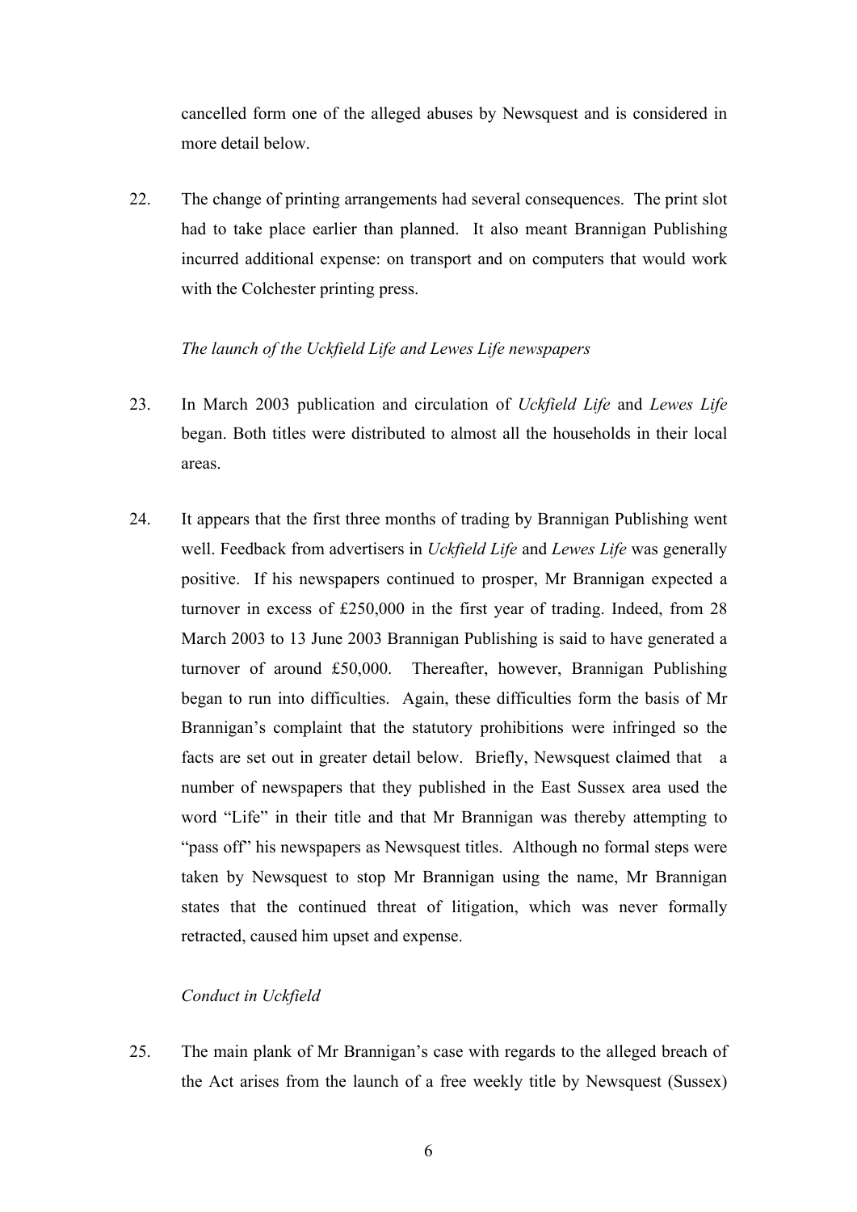cancelled form one of the alleged abuses by Newsquest and is considered in more detail below.

22. The change of printing arrangements had several consequences. The print slot had to take place earlier than planned. It also meant Brannigan Publishing incurred additional expense: on transport and on computers that would work with the Colchester printing press.

*The launch of the Uckfield Life and Lewes Life newspapers*

23. In March 2003 publication and circulation of *Uckfield Life* and *Lewes Life* began. Both titles were distributed to almost all the households in their local areas.

24. It appears that the first three months of trading by Brannigan Publishing went well. Feedback from advertisers in *Uckfield Life* and *Lewes Life* was generally positive. If his newspapers continued to prosper, Mr Brannigan expected a turnover in excess of £250,000 in the first year of trading. Indeed, from 28 March 2003 to 13 June 2003 Brannigan Publishing is said to have generated a turnover of around £50,000. Thereafter, however, Brannigan Publishing began to run into difficulties. Again, these difficulties form the basis of Mr Brannigan's complaint that the statutory prohibitions were infringed so the facts are set out in greater detail below. Briefly, Newsquest claimed that a number of newspapers that they published in the East Sussex area used the word "Life" in their title and that Mr Brannigan was thereby attempting to "pass off" his newspapers as Newsquest titles. Although no formal steps were taken by Newsquest to stop Mr Brannigan using the name, Mr Brannigan states that the continued threat of litigation, which was never formally retracted, caused him upset and expense.

*Conduct in Uckfield*

25. The main plank of Mr Brannigan's case with regards to the alleged breach of the Act arises from the launch of a free weekly title by Newsquest (Sussex)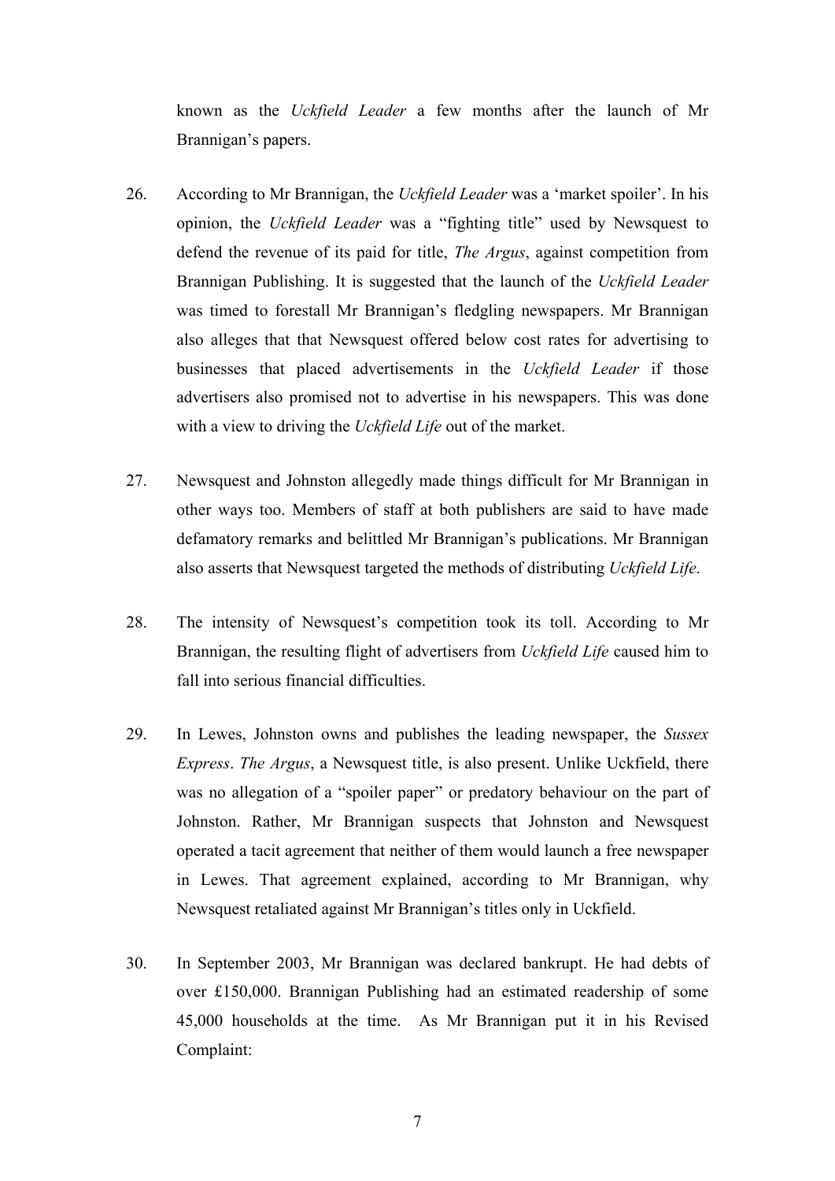known as the *Uckfield Leader* a few months after the launch of Mr Brannigan's papers.

26. According to Mr Brannigan, the *Uckfield Leader* was a 'market spoiler'. In his opinion, the *Uckfield Leader* was a "fighting title" used by Newsquest to defend the revenue of its paid for title, *The Argus*, against competition from Brannigan Publishing. It is suggested that the launch of the *Uckfield Leader* was timed to forestall Mr Brannigan's fledgling newspapers. Mr Brannigan also alleges that that Newsquest offered below cost rates for advertising to businesses that placed advertisements in the *Uckfield Leader* if those advertisers also promised not to advertise in his newspapers. This was done with a view to driving the *Uckfield Life* out of the market.

27. Newsquest and Johnston allegedly made things difficult for Mr Brannigan in other ways too. Members of staff at both publishers are said to have made defamatory remarks and belittled Mr Brannigan's publications. Mr Brannigan also asserts that Newsquest targeted the methods of distributing *Uckfield Life*.

28. The intensity of Newsquest's competition took its toll. According to Mr Brannigan, the resulting flight of advertisers from *Uckfield Life* caused him to fall into serious financial difficulties.

29. In Lewes, Johnston owns and publishes the leading newspaper, the *Sussex Express*. *The Argus*, a Newsquest title, is also present. Unlike Uckfield, there was no allegation of a "spoiler paper" or predatory behaviour on the part of Johnston. Rather, Mr Brannigan suspects that Johnston and Newsquest operated a tacit agreement that neither of them would launch a free newspaper in Lewes. That agreement explained, according to Mr Brannigan, why Newsquest retaliated against Mr Brannigan's titles only in Uckfield.

30. In September 2003, Mr Brannigan was declared bankrupt. He had debts of over £150,000. Brannigan Publishing had an estimated readership of some 45,000 households at the time. As Mr Brannigan put it in his Revised Complaint: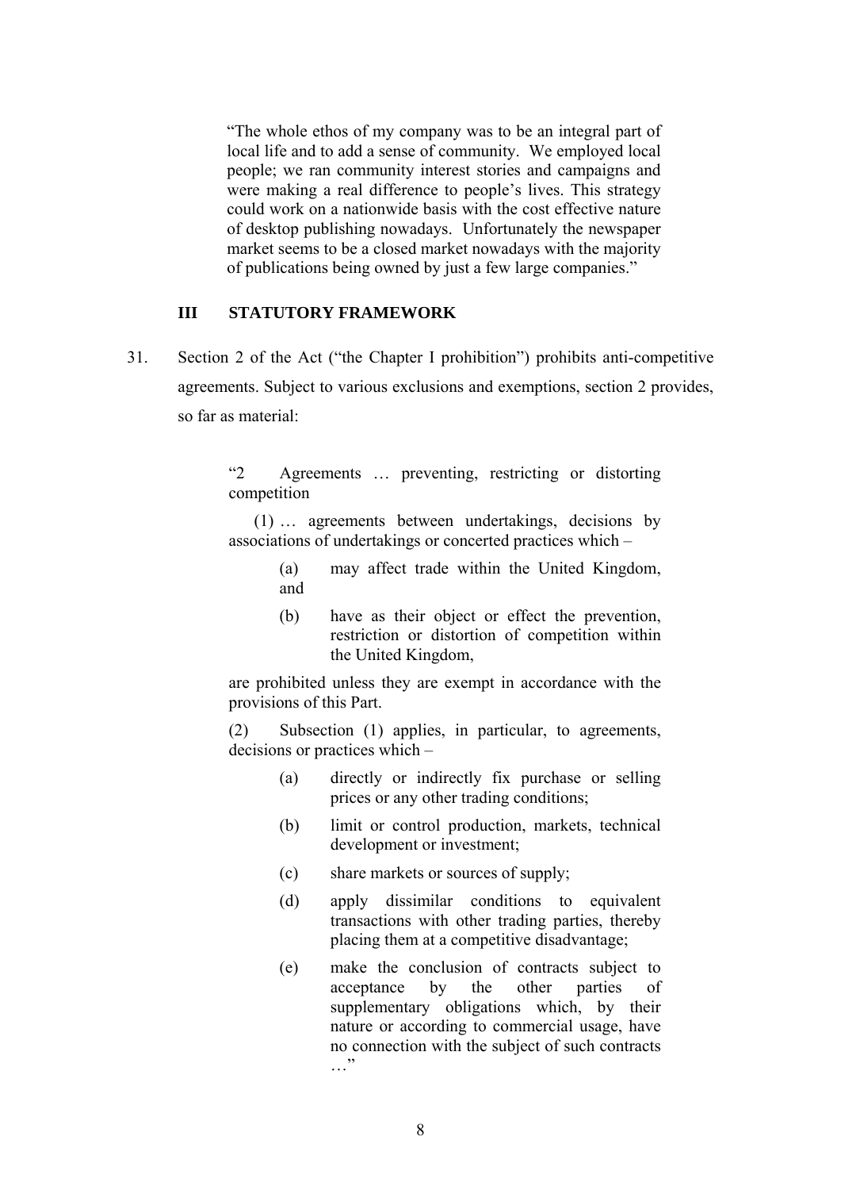> "The whole ethos of my company was to be an integral part of local life and to add a sense of community. We employed local people; we ran community interest stories and campaigns and were making a real difference to people's lives. This strategy could work on a nationwide basis with the cost effective nature of desktop publishing nowadays. Unfortunately the newspaper market seems to be a closed market nowadays with the majority of publications being owned by just a few large companies."

## III STATUTORY FRAMEWORK

31. Section 2 of the Act ("the Chapter I prohibition") prohibits anti-competitive agreements. Subject to various exclusions and exemptions, section 2 provides, so far as material:

> "2 Agreements … preventing, restricting or distorting competition
>
> (1) … agreements between undertakings, decisions by associations of undertakings or concerted practices which –
>
> (a) may affect trade within the United Kingdom, and
>
> (b) have as their object or effect the prevention, restriction or distortion of competition within the United Kingdom,
>
> are prohibited unless they are exempt in accordance with the provisions of this Part.
>
> (2) Subsection (1) applies, in particular, to agreements, decisions or practices which –
>
> (a) directly or indirectly fix purchase or selling prices or any other trading conditions;
>
> (b) limit or control production, markets, technical development or investment;
>
> (c) share markets or sources of supply;
>
> (d) apply dissimilar conditions to equivalent transactions with other trading parties, thereby placing them at a competitive disadvantage;
>
> (e) make the conclusion of contracts subject to acceptance by the other parties of supplementary obligations which, by their nature or according to commercial usage, have no connection with the subject of such contracts …"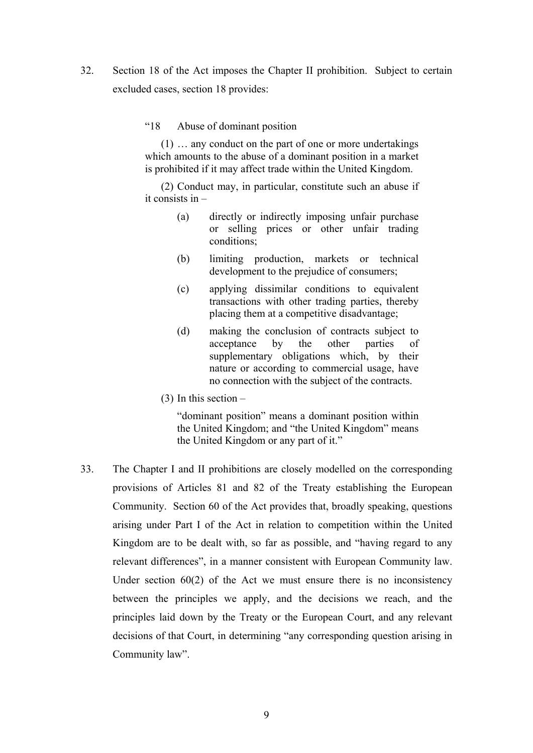32. Section 18 of the Act imposes the Chapter II prohibition. Subject to certain excluded cases, section 18 provides:

> "18 Abuse of dominant position
>
> (1) … any conduct on the part of one or more undertakings which amounts to the abuse of a dominant position in a market is prohibited if it may affect trade within the United Kingdom.
>
> (2) Conduct may, in particular, constitute such an abuse if it consists in –
>
> (a) directly or indirectly imposing unfair purchase or selling prices or other unfair trading conditions;
>
> (b) limiting production, markets or technical development to the prejudice of consumers;
>
> (c) applying dissimilar conditions to equivalent transactions with other trading parties, thereby placing them at a competitive disadvantage;
>
> (d) making the conclusion of contracts subject to acceptance by the other parties of supplementary obligations which, by their nature or according to commercial usage, have no connection with the subject of the contracts.
>
> (3) In this section –
>
> "dominant position" means a dominant position within the United Kingdom; and "the United Kingdom" means the United Kingdom or any part of it."

33. The Chapter I and II prohibitions are closely modelled on the corresponding provisions of Articles 81 and 82 of the Treaty establishing the European Community. Section 60 of the Act provides that, broadly speaking, questions arising under Part I of the Act in relation to competition within the United Kingdom are to be dealt with, so far as possible, and "having regard to any relevant differences", in a manner consistent with European Community law. Under section 60(2) of the Act we must ensure there is no inconsistency between the principles we apply, and the decisions we reach, and the principles laid down by the Treaty or the European Court, and any relevant decisions of that Court, in determining "any corresponding question arising in Community law".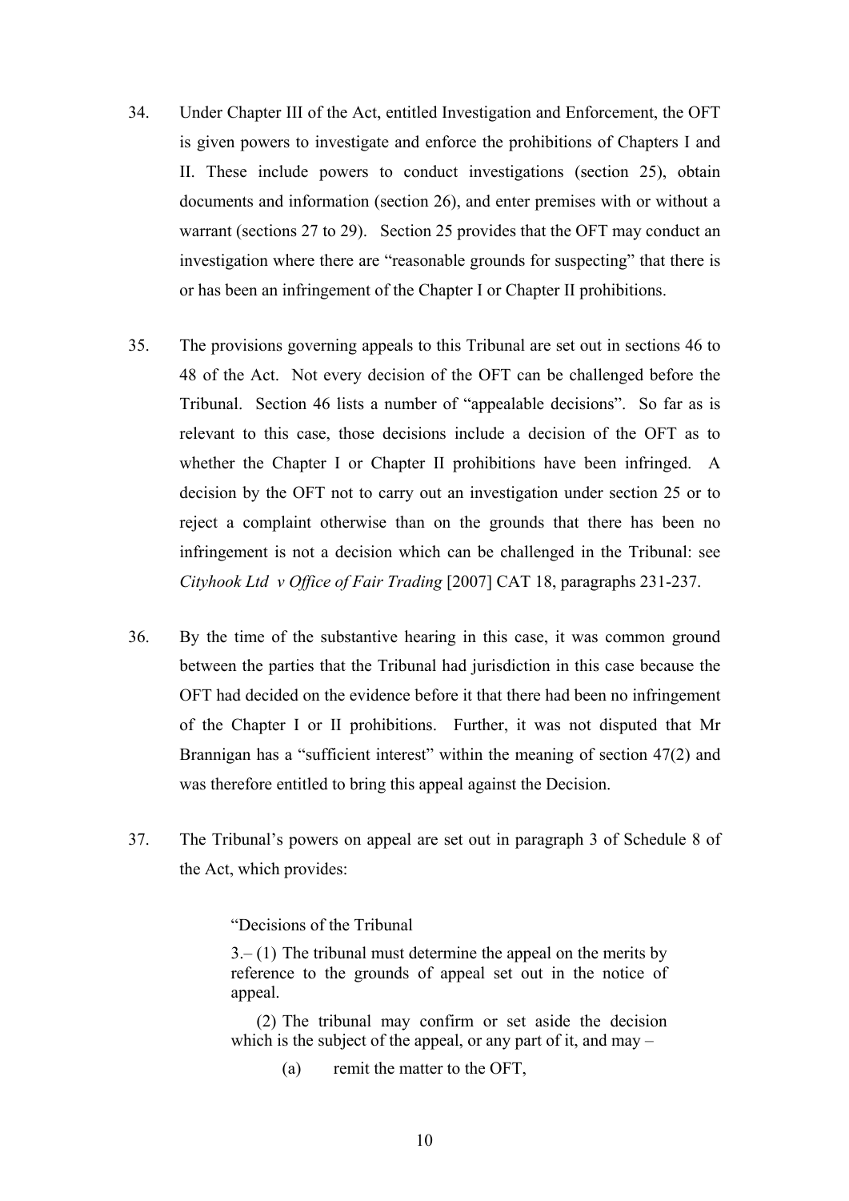34. Under Chapter III of the Act, entitled Investigation and Enforcement, the OFT is given powers to investigate and enforce the prohibitions of Chapters I and II. These include powers to conduct investigations (section 25), obtain documents and information (section 26), and enter premises with or without a warrant (sections 27 to 29). Section 25 provides that the OFT may conduct an investigation where there are "reasonable grounds for suspecting" that there is or has been an infringement of the Chapter I or Chapter II prohibitions.

35. The provisions governing appeals to this Tribunal are set out in sections 46 to 48 of the Act. Not every decision of the OFT can be challenged before the Tribunal. Section 46 lists a number of "appealable decisions". So far as is relevant to this case, those decisions include a decision of the OFT as to whether the Chapter I or Chapter II prohibitions have been infringed. A decision by the OFT not to carry out an investigation under section 25 or to reject a complaint otherwise than on the grounds that there has been no infringement is not a decision which can be challenged in the Tribunal: see *Cityhook Ltd v Office of Fair Trading* [2007] CAT 18, paragraphs 231-237.

36. By the time of the substantive hearing in this case, it was common ground between the parties that the Tribunal had jurisdiction in this case because the OFT had decided on the evidence before it that there had been no infringement of the Chapter I or II prohibitions. Further, it was not disputed that Mr Brannigan has a "sufficient interest" within the meaning of section 47(2) and was therefore entitled to bring this appeal against the Decision.

37. The Tribunal's powers on appeal are set out in paragraph 3 of Schedule 8 of the Act, which provides:

> "Decisions of the Tribunal
>
> 3.– (1) The tribunal must determine the appeal on the merits by reference to the grounds of appeal set out in the notice of appeal.
>
> (2) The tribunal may confirm or set aside the decision which is the subject of the appeal, or any part of it, and may –
>
> (a) remit the matter to the OFT,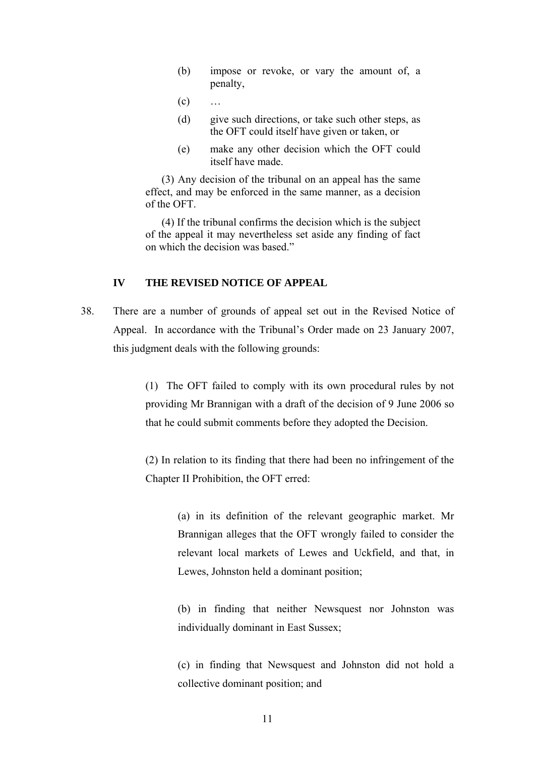(b) impose or revoke, or vary the amount of, a penalty,

(c) …

(d) give such directions, or take such other steps, as the OFT could itself have given or taken, or

(e) make any other decision which the OFT could itself have made.

(3) Any decision of the tribunal on an appeal has the same effect, and may be enforced in the same manner, as a decision of the OFT.

(4) If the tribunal confirms the decision which is the subject of the appeal it may nevertheless set aside any finding of fact on which the decision was based."

## IV THE REVISED NOTICE OF APPEAL

38. There are a number of grounds of appeal set out in the Revised Notice of Appeal. In accordance with the Tribunal's Order made on 23 January 2007, this judgment deals with the following grounds:

(1) The OFT failed to comply with its own procedural rules by not providing Mr Brannigan with a draft of the decision of 9 June 2006 so that he could submit comments before they adopted the Decision.

(2) In relation to its finding that there had been no infringement of the Chapter II Prohibition, the OFT erred:

(a) in its definition of the relevant geographic market. Mr Brannigan alleges that the OFT wrongly failed to consider the relevant local markets of Lewes and Uckfield, and that, in Lewes, Johnston held a dominant position;

(b) in finding that neither Newsquest nor Johnston was individually dominant in East Sussex;

(c) in finding that Newsquest and Johnston did not hold a collective dominant position; and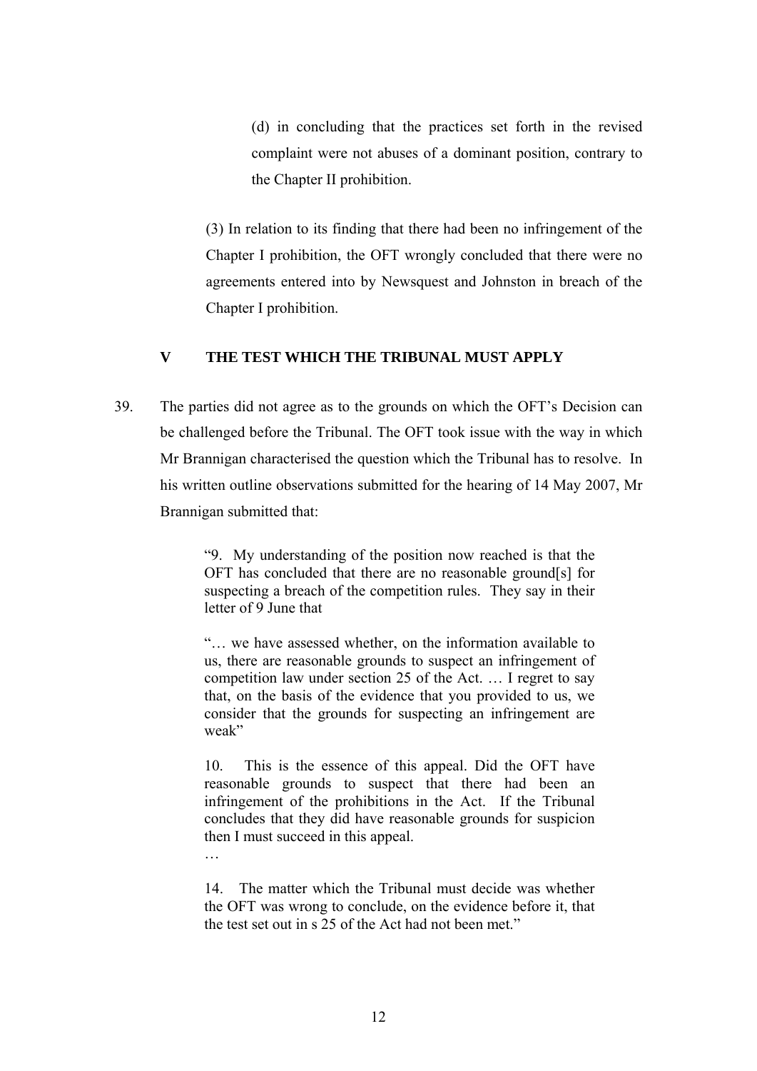(d) in concluding that the practices set forth in the revised complaint were not abuses of a dominant position, contrary to the Chapter II prohibition.

(3) In relation to its finding that there had been no infringement of the Chapter I prohibition, the OFT wrongly concluded that there were no agreements entered into by Newsquest and Johnston in breach of the Chapter I prohibition.

## V THE TEST WHICH THE TRIBUNAL MUST APPLY

39. The parties did not agree as to the grounds on which the OFT's Decision can be challenged before the Tribunal. The OFT took issue with the way in which Mr Brannigan characterised the question which the Tribunal has to resolve. In his written outline observations submitted for the hearing of 14 May 2007, Mr Brannigan submitted that:

> "9. My understanding of the position now reached is that the OFT has concluded that there are no reasonable ground[s] for suspecting a breach of the competition rules. They say in their letter of 9 June that
>
> "… we have assessed whether, on the information available to us, there are reasonable grounds to suspect an infringement of competition law under section 25 of the Act. … I regret to say that, on the basis of the evidence that you provided to us, we consider that the grounds for suspecting an infringement are weak"
>
> 10. This is the essence of this appeal. Did the OFT have reasonable grounds to suspect that there had been an infringement of the prohibitions in the Act. If the Tribunal concludes that they did have reasonable grounds for suspicion then I must succeed in this appeal.
>
> …
>
> 14. The matter which the Tribunal must decide was whether the OFT was wrong to conclude, on the evidence before it, that the test set out in s 25 of the Act had not been met."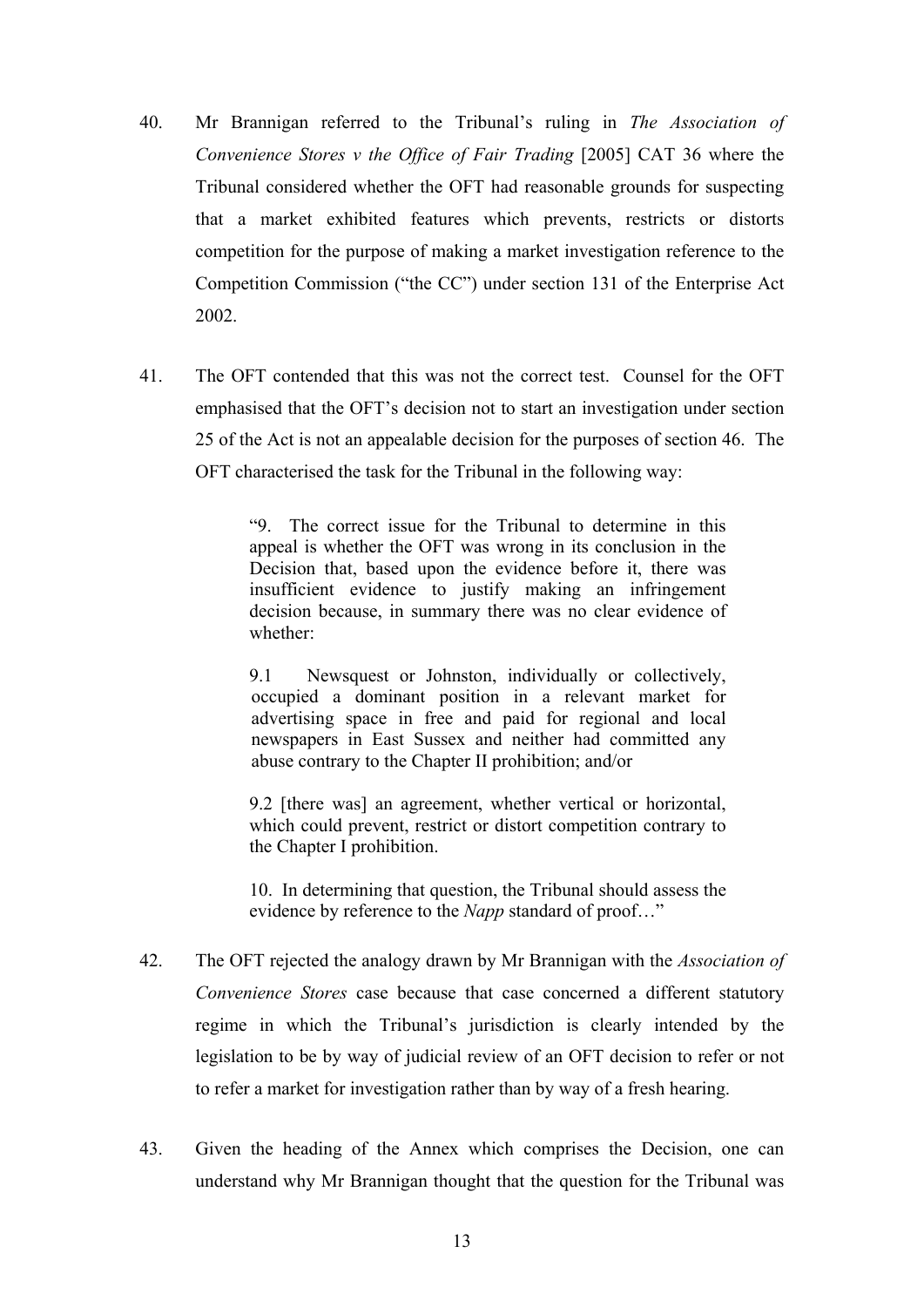40. Mr Brannigan referred to the Tribunal's ruling in *The Association of Convenience Stores v the Office of Fair Trading* [2005] CAT 36 where the Tribunal considered whether the OFT had reasonable grounds for suspecting that a market exhibited features which prevents, restricts or distorts competition for the purpose of making a market investigation reference to the Competition Commission ("the CC") under section 131 of the Enterprise Act 2002.

41. The OFT contended that this was not the correct test. Counsel for the OFT emphasised that the OFT's decision not to start an investigation under section 25 of the Act is not an appealable decision for the purposes of section 46. The OFT characterised the task for the Tribunal in the following way:

> "9. The correct issue for the Tribunal to determine in this appeal is whether the OFT was wrong in its conclusion in the Decision that, based upon the evidence before it, there was insufficient evidence to justify making an infringement decision because, in summary there was no clear evidence of whether:
>
> 9.1 Newsquest or Johnston, individually or collectively, occupied a dominant position in a relevant market for advertising space in free and paid for regional and local newspapers in East Sussex and neither had committed any abuse contrary to the Chapter II prohibition; and/or
>
> 9.2 [there was] an agreement, whether vertical or horizontal, which could prevent, restrict or distort competition contrary to the Chapter I prohibition.
>
> 10. In determining that question, the Tribunal should assess the evidence by reference to the *Napp* standard of proof…"

42. The OFT rejected the analogy drawn by Mr Brannigan with the *Association of Convenience Stores* case because that case concerned a different statutory regime in which the Tribunal's jurisdiction is clearly intended by the legislation to be by way of judicial review of an OFT decision to refer or not to refer a market for investigation rather than by way of a fresh hearing.

43. Given the heading of the Annex which comprises the Decision, one can understand why Mr Brannigan thought that the question for the Tribunal was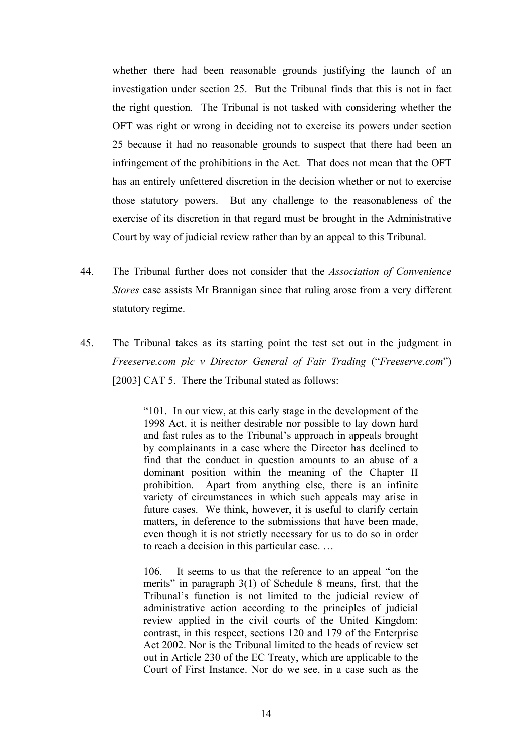whether there had been reasonable grounds justifying the launch of an investigation under section 25. But the Tribunal finds that this is not in fact the right question. The Tribunal is not tasked with considering whether the OFT was right or wrong in deciding not to exercise its powers under section 25 because it had no reasonable grounds to suspect that there had been an infringement of the prohibitions in the Act. That does not mean that the OFT has an entirely unfettered discretion in the decision whether or not to exercise those statutory powers. But any challenge to the reasonableness of the exercise of its discretion in that regard must be brought in the Administrative Court by way of judicial review rather than by an appeal to this Tribunal.

44. The Tribunal further does not consider that the *Association of Convenience Stores* case assists Mr Brannigan since that ruling arose from a very different statutory regime.

45. The Tribunal takes as its starting point the test set out in the judgment in *Freeserve.com plc v Director General of Fair Trading* ("*Freeserve.com*") [2003] CAT 5. There the Tribunal stated as follows:

> "101. In our view, at this early stage in the development of the 1998 Act, it is neither desirable nor possible to lay down hard and fast rules as to the Tribunal's approach in appeals brought by complainants in a case where the Director has declined to find that the conduct in question amounts to an abuse of a dominant position within the meaning of the Chapter II prohibition. Apart from anything else, there is an infinite variety of circumstances in which such appeals may arise in future cases. We think, however, it is useful to clarify certain matters, in deference to the submissions that have been made, even though it is not strictly necessary for us to do so in order to reach a decision in this particular case. …
>
> 106. It seems to us that the reference to an appeal "on the merits" in paragraph 3(1) of Schedule 8 means, first, that the Tribunal's function is not limited to the judicial review of administrative action according to the principles of judicial review applied in the civil courts of the United Kingdom: contrast, in this respect, sections 120 and 179 of the Enterprise Act 2002. Nor is the Tribunal limited to the heads of review set out in Article 230 of the EC Treaty, which are applicable to the Court of First Instance. Nor do we see, in a case such as the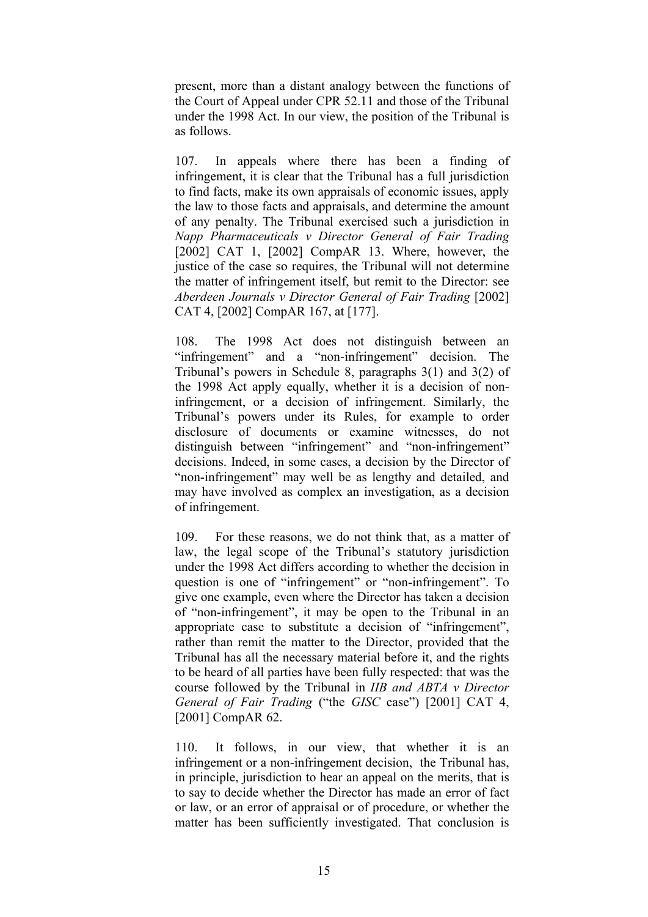present, more than a distant analogy between the functions of the Court of Appeal under CPR 52.11 and those of the Tribunal under the 1998 Act. In our view, the position of the Tribunal is as follows.

107. In appeals where there has been a finding of infringement, it is clear that the Tribunal has a full jurisdiction to find facts, make its own appraisals of economic issues, apply the law to those facts and appraisals, and determine the amount of any penalty. The Tribunal exercised such a jurisdiction in *Napp Pharmaceuticals v Director General of Fair Trading* [2002] CAT 1, [2002] CompAR 13. Where, however, the justice of the case so requires, the Tribunal will not determine the matter of infringement itself, but remit to the Director: see *Aberdeen Journals v Director General of Fair Trading* [2002] CAT 4, [2002] CompAR 167, at [177].

108. The 1998 Act does not distinguish between an "infringement" and a "non-infringement" decision. The Tribunal's powers in Schedule 8, paragraphs 3(1) and 3(2) of the 1998 Act apply equally, whether it is a decision of non-infringement, or a decision of infringement. Similarly, the Tribunal's powers under its Rules, for example to order disclosure of documents or examine witnesses, do not distinguish between "infringement" and "non-infringement" decisions. Indeed, in some cases, a decision by the Director of "non-infringement" may well be as lengthy and detailed, and may have involved as complex an investigation, as a decision of infringement.

109. For these reasons, we do not think that, as a matter of law, the legal scope of the Tribunal's statutory jurisdiction under the 1998 Act differs according to whether the decision in question is one of "infringement" or "non-infringement". To give one example, even where the Director has taken a decision of "non-infringement", it may be open to the Tribunal in an appropriate case to substitute a decision of "infringement", rather than remit the matter to the Director, provided that the Tribunal has all the necessary material before it, and the rights to be heard of all parties have been fully respected: that was the course followed by the Tribunal in *IIB and ABTA v Director General of Fair Trading* ("the *GISC* case") [2001] CAT 4, [2001] CompAR 62.

110. It follows, in our view, that whether it is an infringement or a non-infringement decision, the Tribunal has, in principle, jurisdiction to hear an appeal on the merits, that is to say to decide whether the Director has made an error of fact or law, or an error of appraisal or of procedure, or whether the matter has been sufficiently investigated. That conclusion is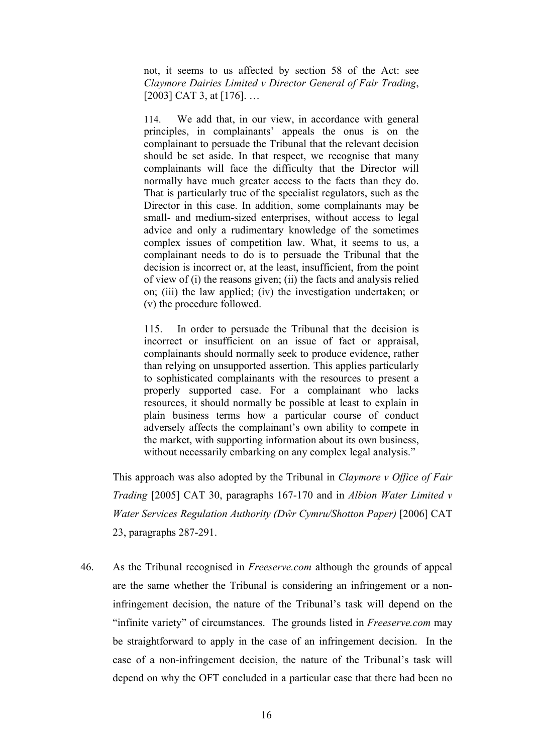> not, it seems to us affected by section 58 of the Act: see *Claymore Dairies Limited v Director General of Fair Trading*, [2003] CAT 3, at [176]. …
>
> 114. We add that, in our view, in accordance with general principles, in complainants' appeals the onus is on the complainant to persuade the Tribunal that the relevant decision should be set aside. In that respect, we recognise that many complainants will face the difficulty that the Director will normally have much greater access to the facts than they do. That is particularly true of the specialist regulators, such as the Director in this case. In addition, some complainants may be small- and medium-sized enterprises, without access to legal advice and only a rudimentary knowledge of the sometimes complex issues of competition law. What, it seems to us, a complainant needs to do is to persuade the Tribunal that the decision is incorrect or, at the least, insufficient, from the point of view of (i) the reasons given; (ii) the facts and analysis relied on; (iii) the law applied; (iv) the investigation undertaken; or (v) the procedure followed.
>
> 115. In order to persuade the Tribunal that the decision is incorrect or insufficient on an issue of fact or appraisal, complainants should normally seek to produce evidence, rather than relying on unsupported assertion. This applies particularly to sophisticated complainants with the resources to present a properly supported case. For a complainant who lacks resources, it should normally be possible at least to explain in plain business terms how a particular course of conduct adversely affects the complainant's own ability to compete in the market, with supporting information about its own business, without necessarily embarking on any complex legal analysis."

This approach was also adopted by the Tribunal in *Claymore v Office of Fair Trading* [2005] CAT 30, paragraphs 167-170 and in *Albion Water Limited v Water Services Regulation Authority (Dŵr Cymru/Shotton Paper)* [2006] CAT 23, paragraphs 287-291.

46. As the Tribunal recognised in *Freeserve.com* although the grounds of appeal are the same whether the Tribunal is considering an infringement or a non-infringement decision, the nature of the Tribunal's task will depend on the "infinite variety" of circumstances. The grounds listed in *Freeserve.com* may be straightforward to apply in the case of an infringement decision. In the case of a non-infringement decision, the nature of the Tribunal's task will depend on why the OFT concluded in a particular case that there had been no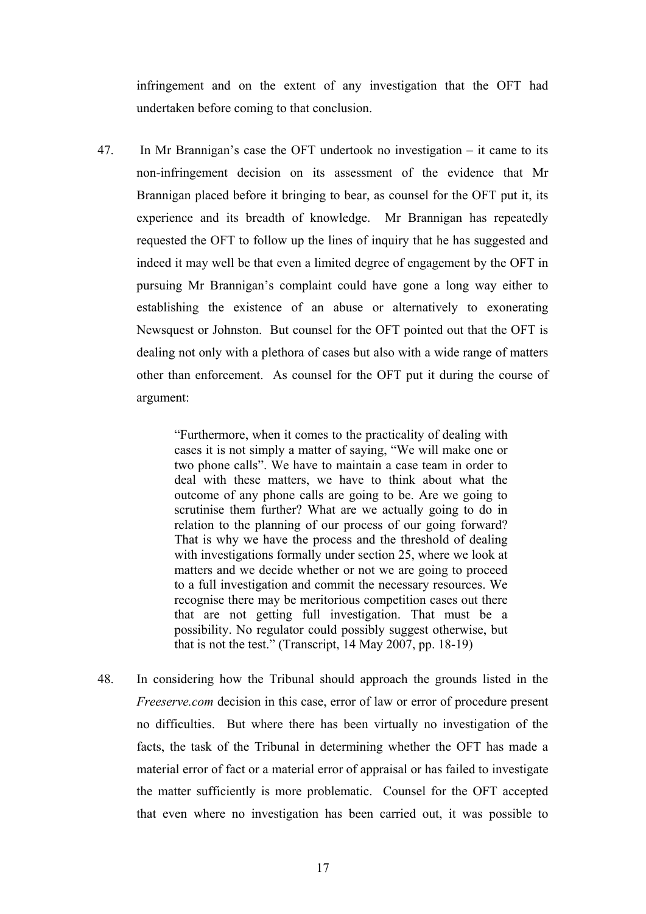infringement and on the extent of any investigation that the OFT had undertaken before coming to that conclusion.

47. In Mr Brannigan's case the OFT undertook no investigation – it came to its non-infringement decision on its assessment of the evidence that Mr Brannigan placed before it bringing to bear, as counsel for the OFT put it, its experience and its breadth of knowledge. Mr Brannigan has repeatedly requested the OFT to follow up the lines of inquiry that he has suggested and indeed it may well be that even a limited degree of engagement by the OFT in pursuing Mr Brannigan's complaint could have gone a long way either to establishing the existence of an abuse or alternatively to exonerating Newsquest or Johnston. But counsel for the OFT pointed out that the OFT is dealing not only with a plethora of cases but also with a wide range of matters other than enforcement. As counsel for the OFT put it during the course of argument:

> "Furthermore, when it comes to the practicality of dealing with cases it is not simply a matter of saying, "We will make one or two phone calls". We have to maintain a case team in order to deal with these matters, we have to think about what the outcome of any phone calls are going to be. Are we going to scrutinise them further? What are we actually going to do in relation to the planning of our process of our going forward? That is why we have the process and the threshold of dealing with investigations formally under section 25, where we look at matters and we decide whether or not we are going to proceed to a full investigation and commit the necessary resources. We recognise there may be meritorious competition cases out there that are not getting full investigation. That must be a possibility. No regulator could possibly suggest otherwise, but that is not the test." (Transcript, 14 May 2007, pp. 18-19)

48. In considering how the Tribunal should approach the grounds listed in the *Freeserve.com* decision in this case, error of law or error of procedure present no difficulties. But where there has been virtually no investigation of the facts, the task of the Tribunal in determining whether the OFT has made a material error of fact or a material error of appraisal or has failed to investigate the matter sufficiently is more problematic. Counsel for the OFT accepted that even where no investigation has been carried out, it was possible to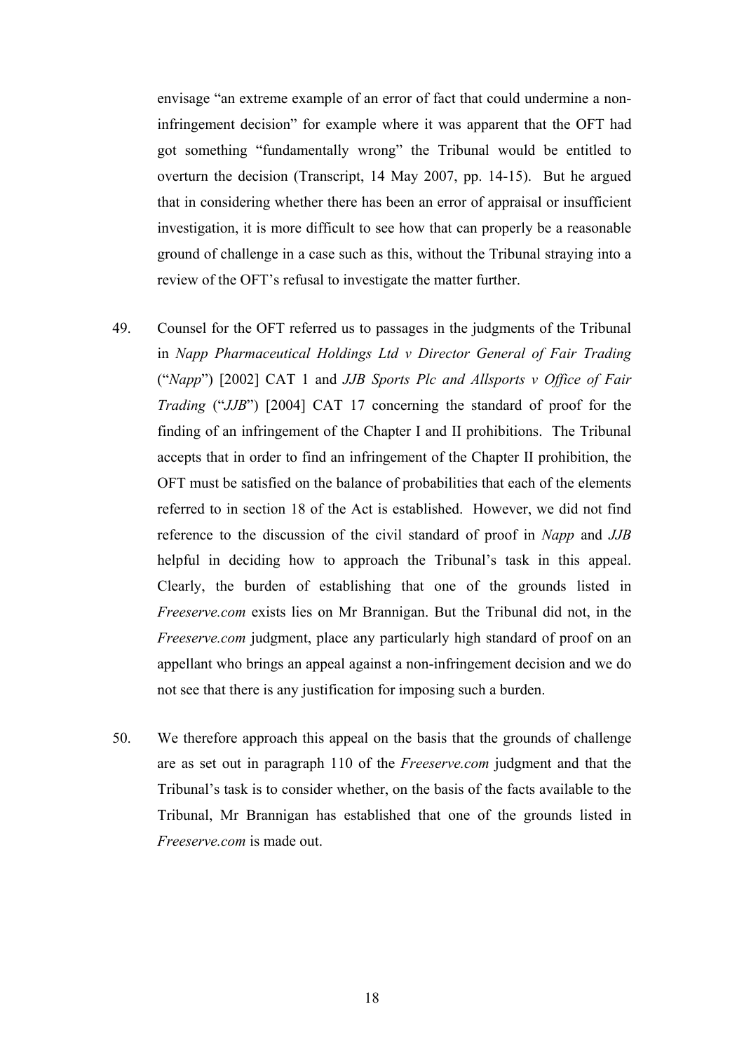envisage "an extreme example of an error of fact that could undermine a non-infringement decision" for example where it was apparent that the OFT had got something "fundamentally wrong" the Tribunal would be entitled to overturn the decision (Transcript, 14 May 2007, pp. 14-15). But he argued that in considering whether there has been an error of appraisal or insufficient investigation, it is more difficult to see how that can properly be a reasonable ground of challenge in a case such as this, without the Tribunal straying into a review of the OFT's refusal to investigate the matter further.

49. Counsel for the OFT referred us to passages in the judgments of the Tribunal in *Napp Pharmaceutical Holdings Ltd v Director General of Fair Trading* ("*Napp*") [2002] CAT 1 and *JJB Sports Plc and Allsports v Office of Fair Trading* ("*JJB*") [2004] CAT 17 concerning the standard of proof for the finding of an infringement of the Chapter I and II prohibitions. The Tribunal accepts that in order to find an infringement of the Chapter II prohibition, the OFT must be satisfied on the balance of probabilities that each of the elements referred to in section 18 of the Act is established. However, we did not find reference to the discussion of the civil standard of proof in *Napp* and *JJB* helpful in deciding how to approach the Tribunal's task in this appeal. Clearly, the burden of establishing that one of the grounds listed in *Freeserve.com* exists lies on Mr Brannigan. But the Tribunal did not, in the *Freeserve.com* judgment, place any particularly high standard of proof on an appellant who brings an appeal against a non-infringement decision and we do not see that there is any justification for imposing such a burden.

50. We therefore approach this appeal on the basis that the grounds of challenge are as set out in paragraph 110 of the *Freeserve.com* judgment and that the Tribunal's task is to consider whether, on the basis of the facts available to the Tribunal, Mr Brannigan has established that one of the grounds listed in *Freeserve.com* is made out.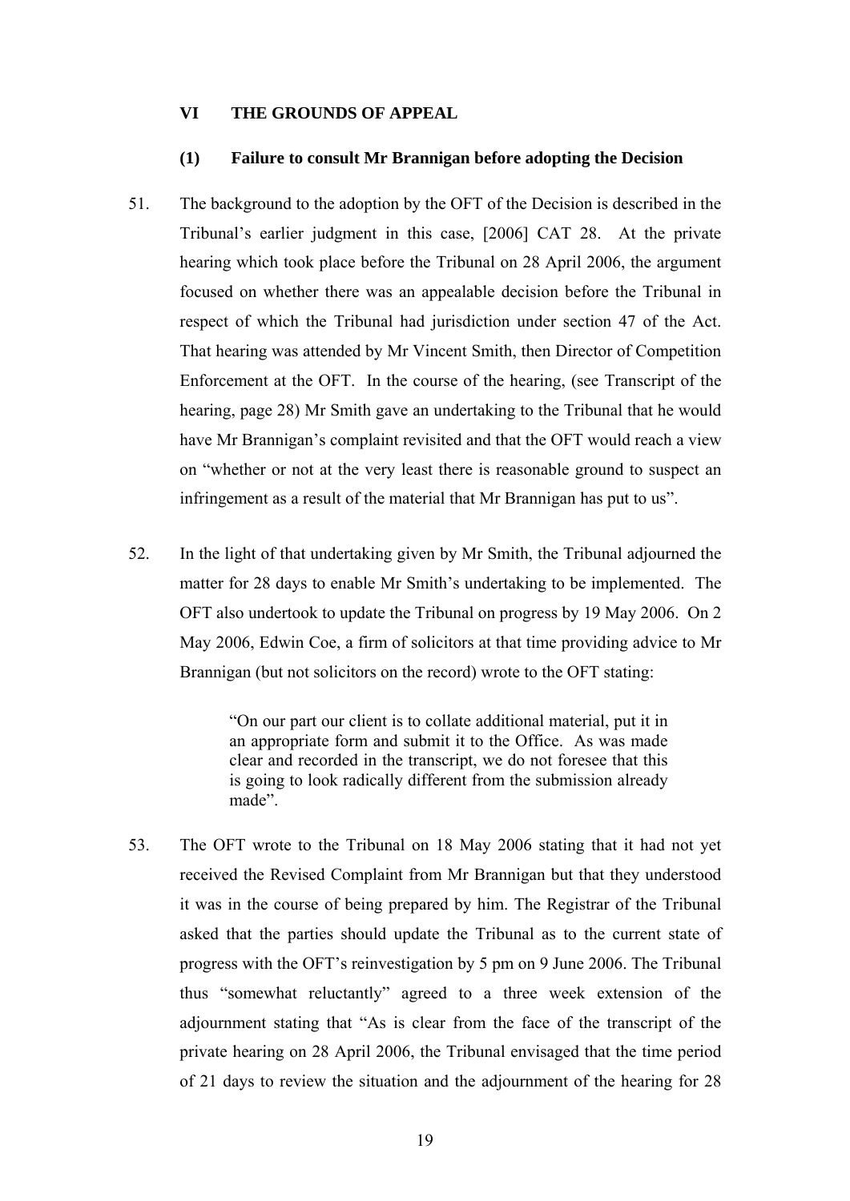## VI THE GROUNDS OF APPEAL

### (1) Failure to consult Mr Brannigan before adopting the Decision

51. The background to the adoption by the OFT of the Decision is described in the Tribunal's earlier judgment in this case, [2006] CAT 28. At the private hearing which took place before the Tribunal on 28 April 2006, the argument focused on whether there was an appealable decision before the Tribunal in respect of which the Tribunal had jurisdiction under section 47 of the Act. That hearing was attended by Mr Vincent Smith, then Director of Competition Enforcement at the OFT. In the course of the hearing, (see Transcript of the hearing, page 28) Mr Smith gave an undertaking to the Tribunal that he would have Mr Brannigan's complaint revisited and that the OFT would reach a view on "whether or not at the very least there is reasonable ground to suspect an infringement as a result of the material that Mr Brannigan has put to us".

52. In the light of that undertaking given by Mr Smith, the Tribunal adjourned the matter for 28 days to enable Mr Smith's undertaking to be implemented. The OFT also undertook to update the Tribunal on progress by 19 May 2006. On 2 May 2006, Edwin Coe, a firm of solicitors at that time providing advice to Mr Brannigan (but not solicitors on the record) wrote to the OFT stating:

> "On our part our client is to collate additional material, put it in an appropriate form and submit it to the Office. As was made clear and recorded in the transcript, we do not foresee that this is going to look radically different from the submission already made".

53. The OFT wrote to the Tribunal on 18 May 2006 stating that it had not yet received the Revised Complaint from Mr Brannigan but that they understood it was in the course of being prepared by him. The Registrar of the Tribunal asked that the parties should update the Tribunal as to the current state of progress with the OFT's reinvestigation by 5 pm on 9 June 2006. The Tribunal thus "somewhat reluctantly" agreed to a three week extension of the adjournment stating that "As is clear from the face of the transcript of the private hearing on 28 April 2006, the Tribunal envisaged that the time period of 21 days to review the situation and the adjournment of the hearing for 28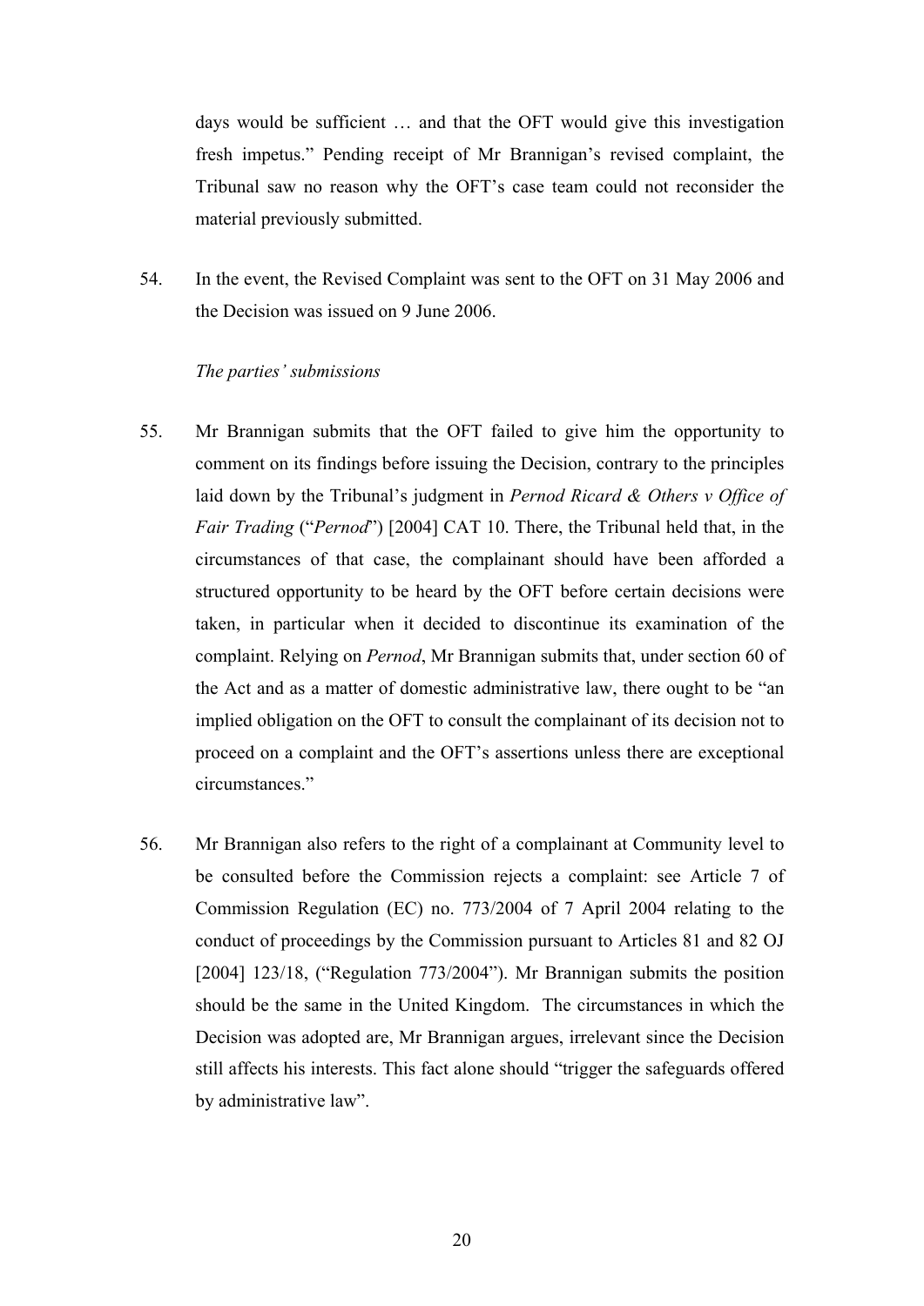days would be sufficient … and that the OFT would give this investigation fresh impetus." Pending receipt of Mr Brannigan's revised complaint, the Tribunal saw no reason why the OFT's case team could not reconsider the material previously submitted.

54. In the event, the Revised Complaint was sent to the OFT on 31 May 2006 and the Decision was issued on 9 June 2006.

*The parties' submissions*

55. Mr Brannigan submits that the OFT failed to give him the opportunity to comment on its findings before issuing the Decision, contrary to the principles laid down by the Tribunal's judgment in *Pernod Ricard & Others v Office of Fair Trading* ("*Pernod*") [2004] CAT 10. There, the Tribunal held that, in the circumstances of that case, the complainant should have been afforded a structured opportunity to be heard by the OFT before certain decisions were taken, in particular when it decided to discontinue its examination of the complaint. Relying on *Pernod*, Mr Brannigan submits that, under section 60 of the Act and as a matter of domestic administrative law, there ought to be "an implied obligation on the OFT to consult the complainant of its decision not to proceed on a complaint and the OFT's assertions unless there are exceptional circumstances."

56. Mr Brannigan also refers to the right of a complainant at Community level to be consulted before the Commission rejects a complaint: see Article 7 of Commission Regulation (EC) no. 773/2004 of 7 April 2004 relating to the conduct of proceedings by the Commission pursuant to Articles 81 and 82 OJ [2004] 123/18, ("Regulation 773/2004"). Mr Brannigan submits the position should be the same in the United Kingdom. The circumstances in which the Decision was adopted are, Mr Brannigan argues, irrelevant since the Decision still affects his interests. This fact alone should "trigger the safeguards offered by administrative law".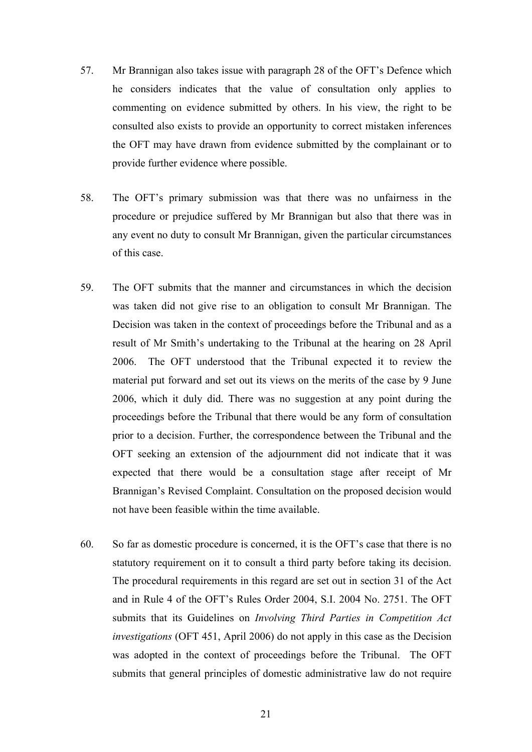57. Mr Brannigan also takes issue with paragraph 28 of the OFT's Defence which he considers indicates that the value of consultation only applies to commenting on evidence submitted by others. In his view, the right to be consulted also exists to provide an opportunity to correct mistaken inferences the OFT may have drawn from evidence submitted by the complainant or to provide further evidence where possible.

58. The OFT's primary submission was that there was no unfairness in the procedure or prejudice suffered by Mr Brannigan but also that there was in any event no duty to consult Mr Brannigan, given the particular circumstances of this case.

59. The OFT submits that the manner and circumstances in which the decision was taken did not give rise to an obligation to consult Mr Brannigan. The Decision was taken in the context of proceedings before the Tribunal and as a result of Mr Smith's undertaking to the Tribunal at the hearing on 28 April 2006. The OFT understood that the Tribunal expected it to review the material put forward and set out its views on the merits of the case by 9 June 2006, which it duly did. There was no suggestion at any point during the proceedings before the Tribunal that there would be any form of consultation prior to a decision. Further, the correspondence between the Tribunal and the OFT seeking an extension of the adjournment did not indicate that it was expected that there would be a consultation stage after receipt of Mr Brannigan's Revised Complaint. Consultation on the proposed decision would not have been feasible within the time available.

60. So far as domestic procedure is concerned, it is the OFT's case that there is no statutory requirement on it to consult a third party before taking its decision. The procedural requirements in this regard are set out in section 31 of the Act and in Rule 4 of the OFT's Rules Order 2004, S.I. 2004 No. 2751. The OFT submits that its Guidelines on *Involving Third Parties in Competition Act investigations* (OFT 451, April 2006) do not apply in this case as the Decision was adopted in the context of proceedings before the Tribunal. The OFT submits that general principles of domestic administrative law do not require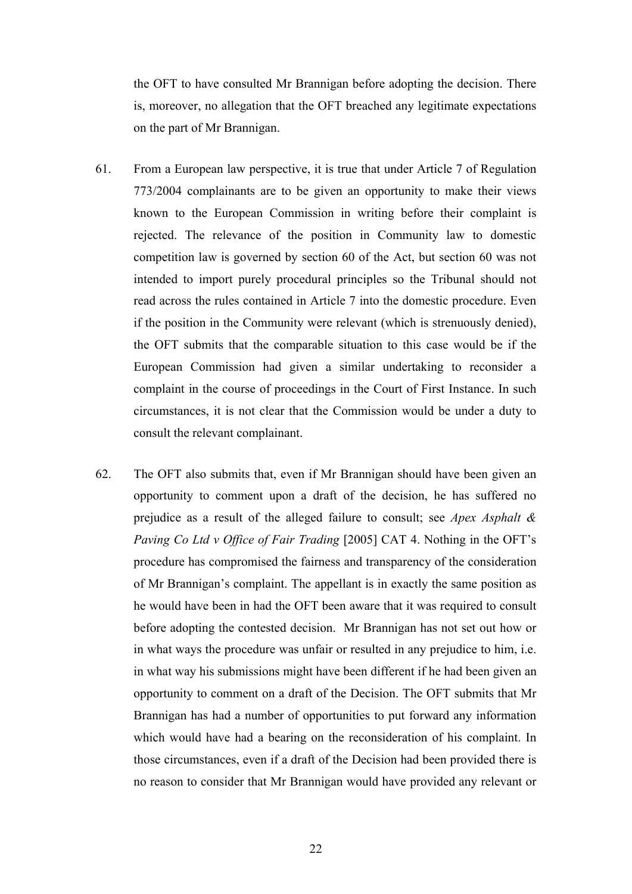the OFT to have consulted Mr Brannigan before adopting the decision. There is, moreover, no allegation that the OFT breached any legitimate expectations on the part of Mr Brannigan.

61. From a European law perspective, it is true that under Article 7 of Regulation 773/2004 complainants are to be given an opportunity to make their views known to the European Commission in writing before their complaint is rejected. The relevance of the position in Community law to domestic competition law is governed by section 60 of the Act, but section 60 was not intended to import purely procedural principles so the Tribunal should not read across the rules contained in Article 7 into the domestic procedure. Even if the position in the Community were relevant (which is strenuously denied), the OFT submits that the comparable situation to this case would be if the European Commission had given a similar undertaking to reconsider a complaint in the course of proceedings in the Court of First Instance. In such circumstances, it is not clear that the Commission would be under a duty to consult the relevant complainant.

62. The OFT also submits that, even if Mr Brannigan should have been given an opportunity to comment upon a draft of the decision, he has suffered no prejudice as a result of the alleged failure to consult; see *Apex Asphalt & Paving Co Ltd v Office of Fair Trading* [2005] CAT 4. Nothing in the OFT's procedure has compromised the fairness and transparency of the consideration of Mr Brannigan's complaint. The appellant is in exactly the same position as he would have been in had the OFT been aware that it was required to consult before adopting the contested decision. Mr Brannigan has not set out how or in what ways the procedure was unfair or resulted in any prejudice to him, i.e. in what way his submissions might have been different if he had been given an opportunity to comment on a draft of the Decision. The OFT submits that Mr Brannigan has had a number of opportunities to put forward any information which would have had a bearing on the reconsideration of his complaint. In those circumstances, even if a draft of the Decision had been provided there is no reason to consider that Mr Brannigan would have provided any relevant or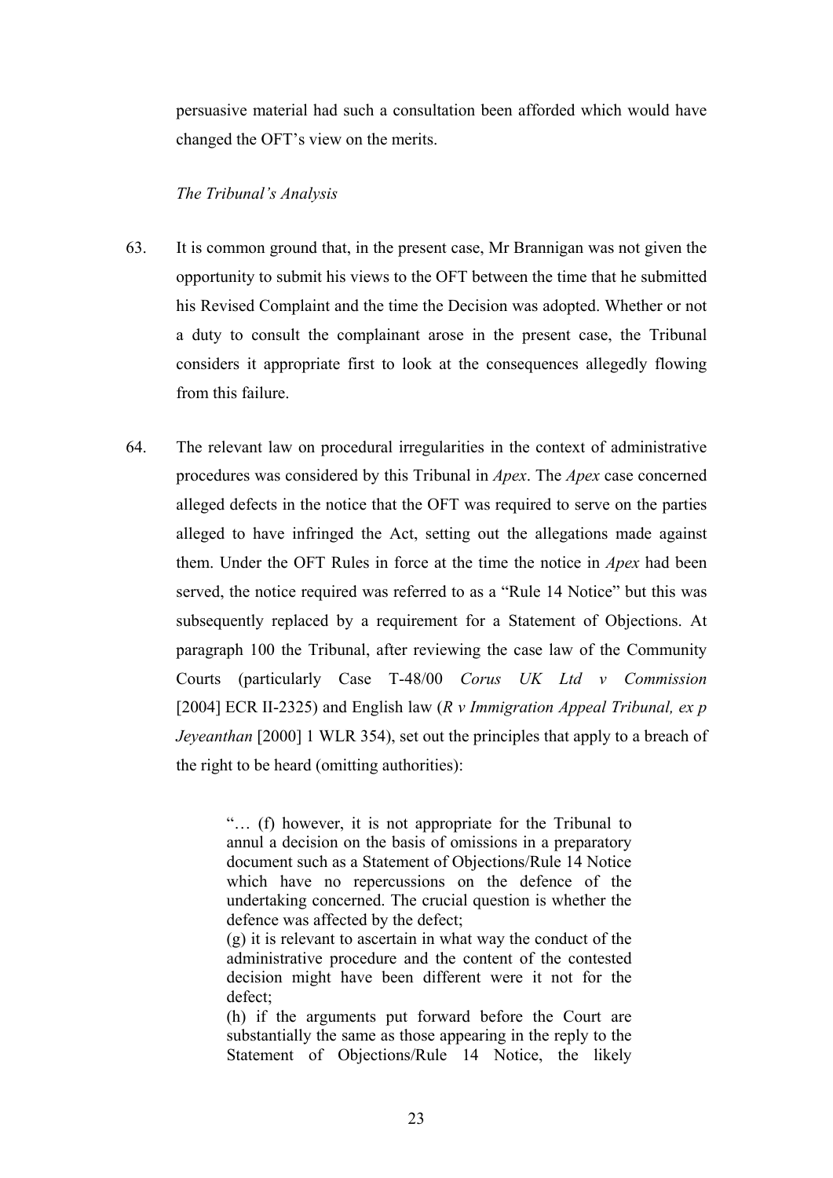persuasive material had such a consultation been afforded which would have changed the OFT's view on the merits.

*The Tribunal's Analysis*

63. It is common ground that, in the present case, Mr Brannigan was not given the opportunity to submit his views to the OFT between the time that he submitted his Revised Complaint and the time the Decision was adopted. Whether or not a duty to consult the complainant arose in the present case, the Tribunal considers it appropriate first to look at the consequences allegedly flowing from this failure.

64. The relevant law on procedural irregularities in the context of administrative procedures was considered by this Tribunal in *Apex*. The *Apex* case concerned alleged defects in the notice that the OFT was required to serve on the parties alleged to have infringed the Act, setting out the allegations made against them. Under the OFT Rules in force at the time the notice in *Apex* had been served, the notice required was referred to as a "Rule 14 Notice" but this was subsequently replaced by a requirement for a Statement of Objections. At paragraph 100 the Tribunal, after reviewing the case law of the Community Courts (particularly Case T-48/00 *Corus UK Ltd v Commission* [2004] ECR II-2325) and English law (*R v Immigration Appeal Tribunal, ex p Jeyeanthan* [2000] 1 WLR 354), set out the principles that apply to a breach of the right to be heard (omitting authorities):

> "… (f) however, it is not appropriate for the Tribunal to annul a decision on the basis of omissions in a preparatory document such as a Statement of Objections/Rule 14 Notice which have no repercussions on the defence of the undertaking concerned. The crucial question is whether the defence was affected by the defect;
> (g) it is relevant to ascertain in what way the conduct of the administrative procedure and the content of the contested decision might have been different were it not for the defect;
> (h) if the arguments put forward before the Court are substantially the same as those appearing in the reply to the Statement of Objections/Rule 14 Notice, the likely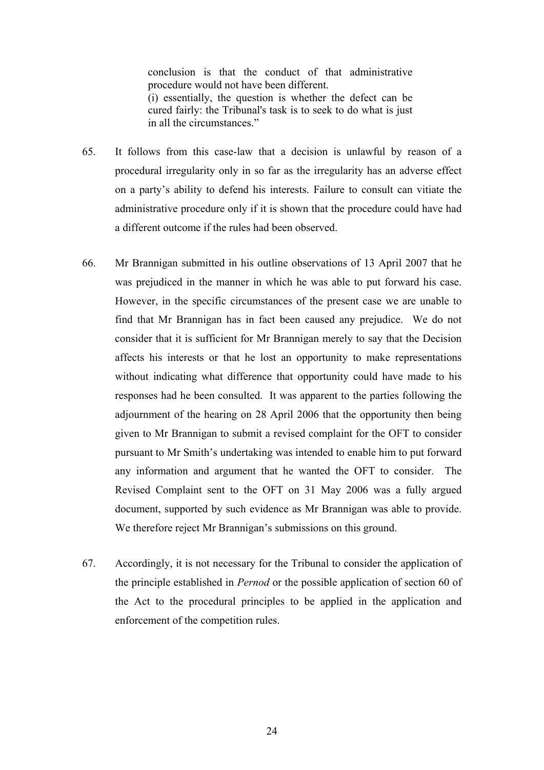> conclusion is that the conduct of that administrative procedure would not have been different.
> (i) essentially, the question is whether the defect can be cured fairly: the Tribunal's task is to seek to do what is just in all the circumstances."

65. It follows from this case-law that a decision is unlawful by reason of a procedural irregularity only in so far as the irregularity has an adverse effect on a party's ability to defend his interests. Failure to consult can vitiate the administrative procedure only if it is shown that the procedure could have had a different outcome if the rules had been observed.

66. Mr Brannigan submitted in his outline observations of 13 April 2007 that he was prejudiced in the manner in which he was able to put forward his case. However, in the specific circumstances of the present case we are unable to find that Mr Brannigan has in fact been caused any prejudice. We do not consider that it is sufficient for Mr Brannigan merely to say that the Decision affects his interests or that he lost an opportunity to make representations without indicating what difference that opportunity could have made to his responses had he been consulted. It was apparent to the parties following the adjournment of the hearing on 28 April 2006 that the opportunity then being given to Mr Brannigan to submit a revised complaint for the OFT to consider pursuant to Mr Smith's undertaking was intended to enable him to put forward any information and argument that he wanted the OFT to consider. The Revised Complaint sent to the OFT on 31 May 2006 was a fully argued document, supported by such evidence as Mr Brannigan was able to provide. We therefore reject Mr Brannigan's submissions on this ground.

67. Accordingly, it is not necessary for the Tribunal to consider the application of the principle established in *Pernod* or the possible application of section 60 of the Act to the procedural principles to be applied in the application and enforcement of the competition rules.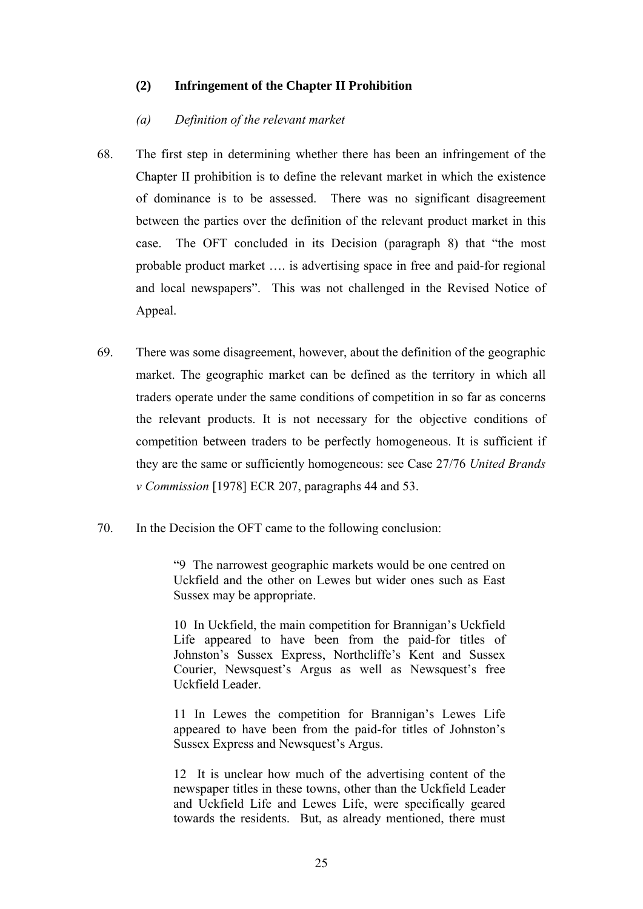### (2) Infringement of the Chapter II Prohibition

#### *(a) Definition of the relevant market*

68. The first step in determining whether there has been an infringement of the Chapter II prohibition is to define the relevant market in which the existence of dominance is to be assessed. There was no significant disagreement between the parties over the definition of the relevant product market in this case. The OFT concluded in its Decision (paragraph 8) that "the most probable product market …. is advertising space in free and paid-for regional and local newspapers". This was not challenged in the Revised Notice of Appeal.

69. There was some disagreement, however, about the definition of the geographic market. The geographic market can be defined as the territory in which all traders operate under the same conditions of competition in so far as concerns the relevant products. It is not necessary for the objective conditions of competition between traders to be perfectly homogeneous. It is sufficient if they are the same or sufficiently homogeneous: see Case 27/76 *United Brands v Commission* [1978] ECR 207, paragraphs 44 and 53.

70. In the Decision the OFT came to the following conclusion:

> "9 The narrowest geographic markets would be one centred on Uckfield and the other on Lewes but wider ones such as East Sussex may be appropriate.
>
> 10 In Uckfield, the main competition for Brannigan's Uckfield Life appeared to have been from the paid-for titles of Johnston's Sussex Express, Northcliffe's Kent and Sussex Courier, Newsquest's Argus as well as Newsquest's free Uckfield Leader.
>
> 11 In Lewes the competition for Brannigan's Lewes Life appeared to have been from the paid-for titles of Johnston's Sussex Express and Newsquest's Argus.
>
> 12 It is unclear how much of the advertising content of the newspaper titles in these towns, other than the Uckfield Leader and Uckfield Life and Lewes Life, were specifically geared towards the residents. But, as already mentioned, there must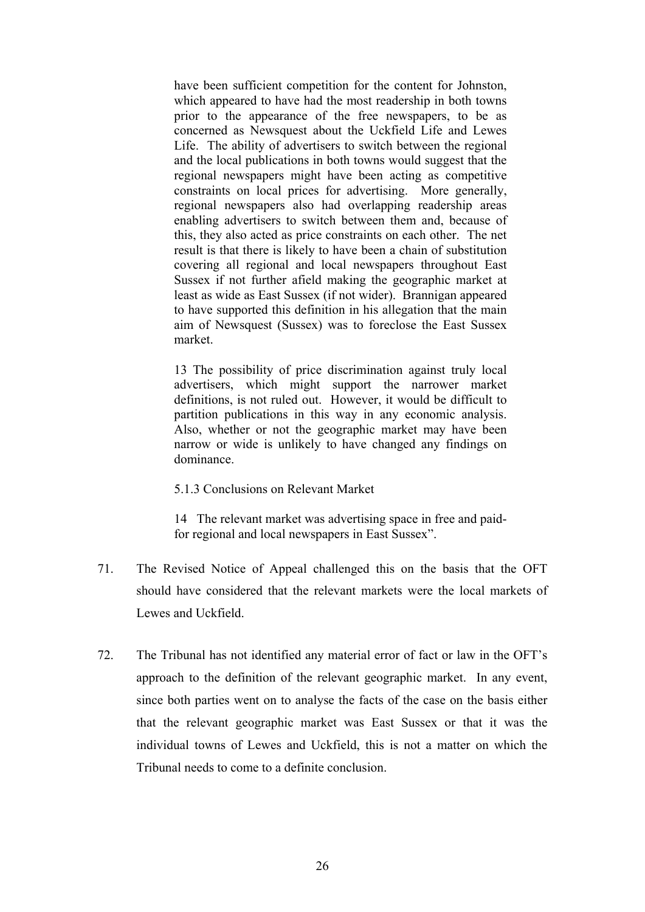> have been sufficient competition for the content for Johnston, which appeared to have had the most readership in both towns prior to the appearance of the free newspapers, to be as concerned as Newsquest about the Uckfield Life and Lewes Life. The ability of advertisers to switch between the regional and the local publications in both towns would suggest that the regional newspapers might have been acting as competitive constraints on local prices for advertising. More generally, regional newspapers also had overlapping readership areas enabling advertisers to switch between them and, because of this, they also acted as price constraints on each other. The net result is that there is likely to have been a chain of substitution covering all regional and local newspapers throughout East Sussex if not further afield making the geographic market at least as wide as East Sussex (if not wider). Brannigan appeared to have supported this definition in his allegation that the main aim of Newsquest (Sussex) was to foreclose the East Sussex market.
>
> 13 The possibility of price discrimination against truly local advertisers, which might support the narrower market definitions, is not ruled out. However, it would be difficult to partition publications in this way in any economic analysis. Also, whether or not the geographic market may have been narrow or wide is unlikely to have changed any findings on dominance.
>
> 5.1.3 Conclusions on Relevant Market
>
> 14 The relevant market was advertising space in free and paid-for regional and local newspapers in East Sussex".

71. The Revised Notice of Appeal challenged this on the basis that the OFT should have considered that the relevant markets were the local markets of Lewes and Uckfield.

72. The Tribunal has not identified any material error of fact or law in the OFT's approach to the definition of the relevant geographic market. In any event, since both parties went on to analyse the facts of the case on the basis either that the relevant geographic market was East Sussex or that it was the individual towns of Lewes and Uckfield, this is not a matter on which the Tribunal needs to come to a definite conclusion.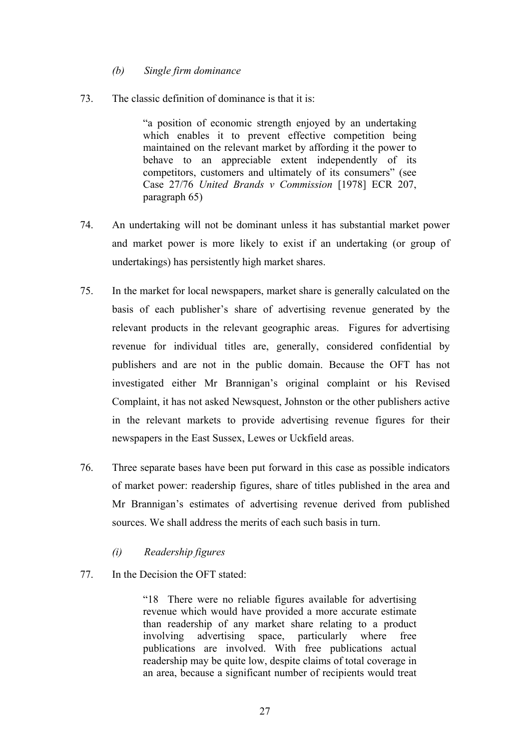*(b) Single firm dominance*

73. The classic definition of dominance is that it is:

> "a position of economic strength enjoyed by an undertaking which enables it to prevent effective competition being maintained on the relevant market by affording it the power to behave to an appreciable extent independently of its competitors, customers and ultimately of its consumers" (see Case 27/76 *United Brands v Commission* [1978] ECR 207, paragraph 65)

74. An undertaking will not be dominant unless it has substantial market power and market power is more likely to exist if an undertaking (or group of undertakings) has persistently high market shares.

75. In the market for local newspapers, market share is generally calculated on the basis of each publisher's share of advertising revenue generated by the relevant products in the relevant geographic areas. Figures for advertising revenue for individual titles are, generally, considered confidential by publishers and are not in the public domain. Because the OFT has not investigated either Mr Brannigan's original complaint or his Revised Complaint, it has not asked Newsquest, Johnston or the other publishers active in the relevant markets to provide advertising revenue figures for their newspapers in the East Sussex, Lewes or Uckfield areas.

76. Three separate bases have been put forward in this case as possible indicators of market power: readership figures, share of titles published in the area and Mr Brannigan's estimates of advertising revenue derived from published sources. We shall address the merits of each such basis in turn.

*(i) Readership figures*

77. In the Decision the OFT stated:

> "18 There were no reliable figures available for advertising revenue which would have provided a more accurate estimate than readership of any market share relating to a product involving advertising space, particularly where free publications are involved. With free publications actual readership may be quite low, despite claims of total coverage in an area, because a significant number of recipients would treat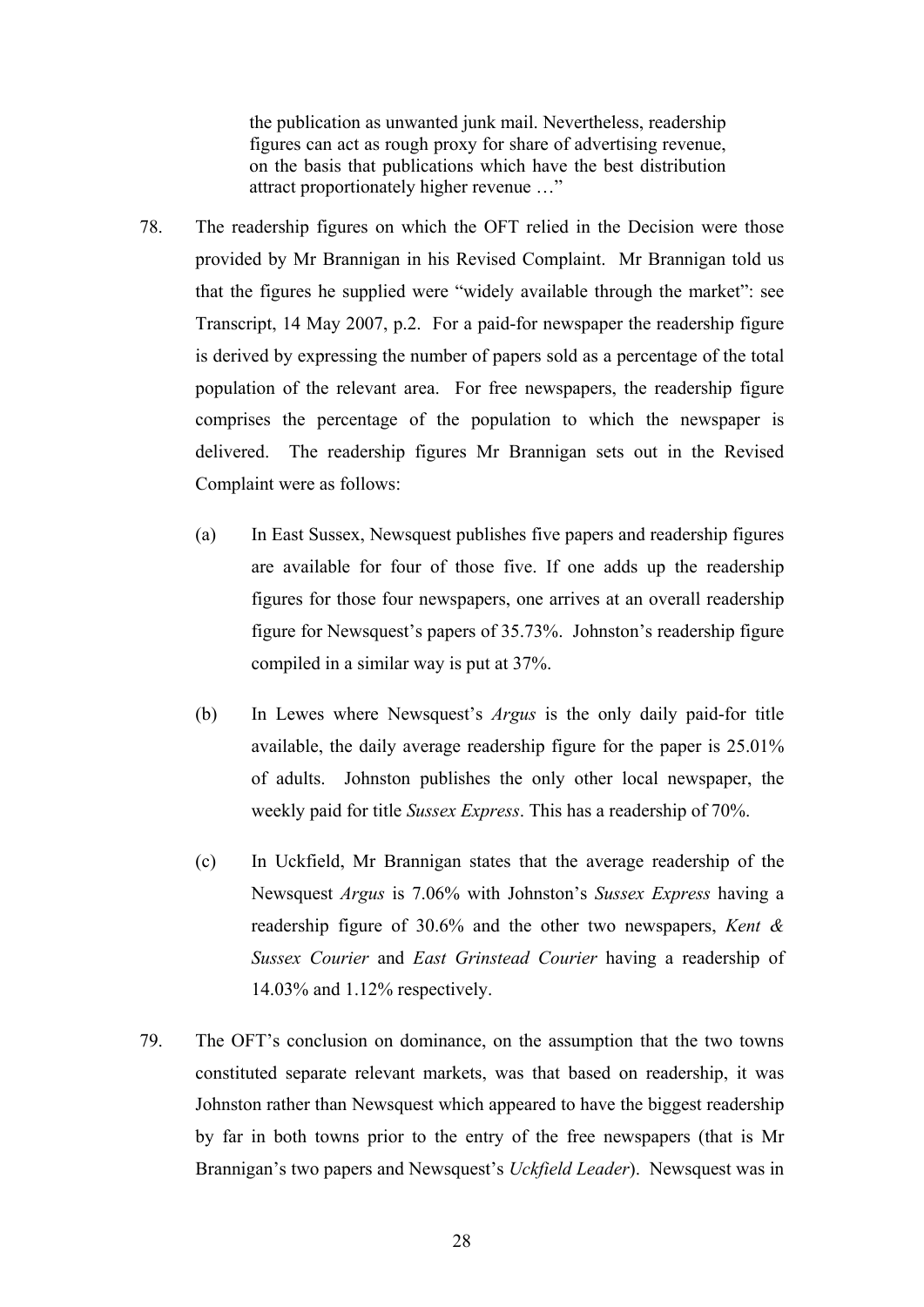the publication as unwanted junk mail. Nevertheless, readership figures can act as rough proxy for share of advertising revenue, on the basis that publications which have the best distribution attract proportionately higher revenue …"

78. The readership figures on which the OFT relied in the Decision were those provided by Mr Brannigan in his Revised Complaint. Mr Brannigan told us that the figures he supplied were "widely available through the market": see Transcript, 14 May 2007, p.2. For a paid-for newspaper the readership figure is derived by expressing the number of papers sold as a percentage of the total population of the relevant area. For free newspapers, the readership figure comprises the percentage of the population to which the newspaper is delivered. The readership figures Mr Brannigan sets out in the Revised Complaint were as follows:

    (a) In East Sussex, Newsquest publishes five papers and readership figures are available for four of those five. If one adds up the readership figures for those four newspapers, one arrives at an overall readership figure for Newsquest's papers of 35.73%. Johnston's readership figure compiled in a similar way is put at 37%.

    (b) In Lewes where Newsquest's *Argus* is the only daily paid-for title available, the daily average readership figure for the paper is 25.01% of adults. Johnston publishes the only other local newspaper, the weekly paid for title *Sussex Express*. This has a readership of 70%.

    (c) In Uckfield, Mr Brannigan states that the average readership of the Newsquest *Argus* is 7.06% with Johnston's *Sussex Express* having a readership figure of 30.6% and the other two newspapers, *Kent & Sussex Courier* and *East Grinstead Courier* having a readership of 14.03% and 1.12% respectively.

79. The OFT's conclusion on dominance, on the assumption that the two towns constituted separate relevant markets, was that based on readership, it was Johnston rather than Newsquest which appeared to have the biggest readership by far in both towns prior to the entry of the free newspapers (that is Mr Brannigan's two papers and Newsquest's *Uckfield Leader*). Newsquest was in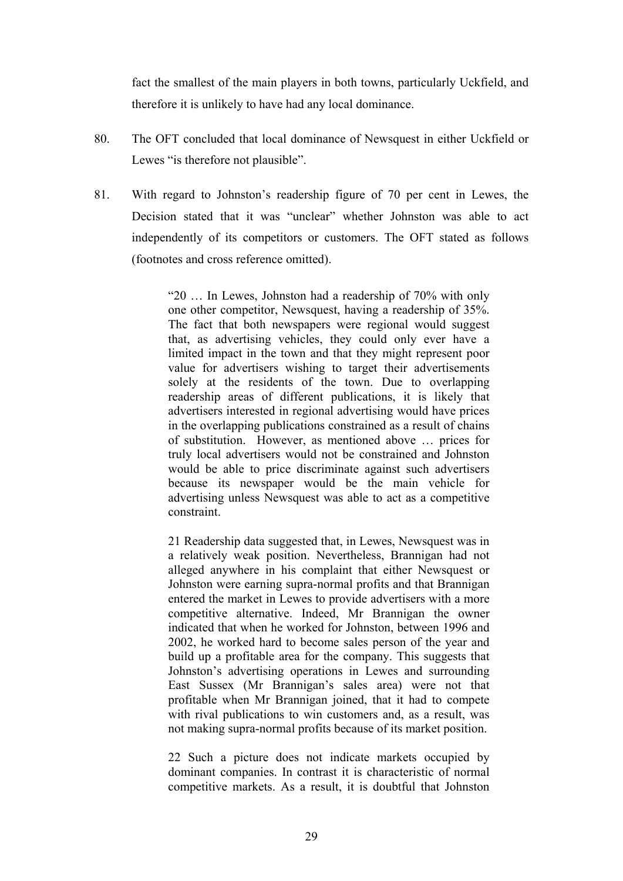fact the smallest of the main players in both towns, particularly Uckfield, and therefore it is unlikely to have had any local dominance.

80. The OFT concluded that local dominance of Newsquest in either Uckfield or Lewes "is therefore not plausible".

81. With regard to Johnston's readership figure of 70 per cent in Lewes, the Decision stated that it was "unclear" whether Johnston was able to act independently of its competitors or customers. The OFT stated as follows (footnotes and cross reference omitted).

> "20 … In Lewes, Johnston had a readership of 70% with only one other competitor, Newsquest, having a readership of 35%. The fact that both newspapers were regional would suggest that, as advertising vehicles, they could only ever have a limited impact in the town and that they might represent poor value for advertisers wishing to target their advertisements solely at the residents of the town. Due to overlapping readership areas of different publications, it is likely that advertisers interested in regional advertising would have prices in the overlapping publications constrained as a result of chains of substitution. However, as mentioned above … prices for truly local advertisers would not be constrained and Johnston would be able to price discriminate against such advertisers because its newspaper would be the main vehicle for advertising unless Newsquest was able to act as a competitive constraint.
>
> 21 Readership data suggested that, in Lewes, Newsquest was in a relatively weak position. Nevertheless, Brannigan had not alleged anywhere in his complaint that either Newsquest or Johnston were earning supra-normal profits and that Brannigan entered the market in Lewes to provide advertisers with a more competitive alternative. Indeed, Mr Brannigan the owner indicated that when he worked for Johnston, between 1996 and 2002, he worked hard to become sales person of the year and build up a profitable area for the company. This suggests that Johnston's advertising operations in Lewes and surrounding East Sussex (Mr Brannigan's sales area) were not that profitable when Mr Brannigan joined, that it had to compete with rival publications to win customers and, as a result, was not making supra-normal profits because of its market position.
>
> 22 Such a picture does not indicate markets occupied by dominant companies. In contrast it is characteristic of normal competitive markets. As a result, it is doubtful that Johnston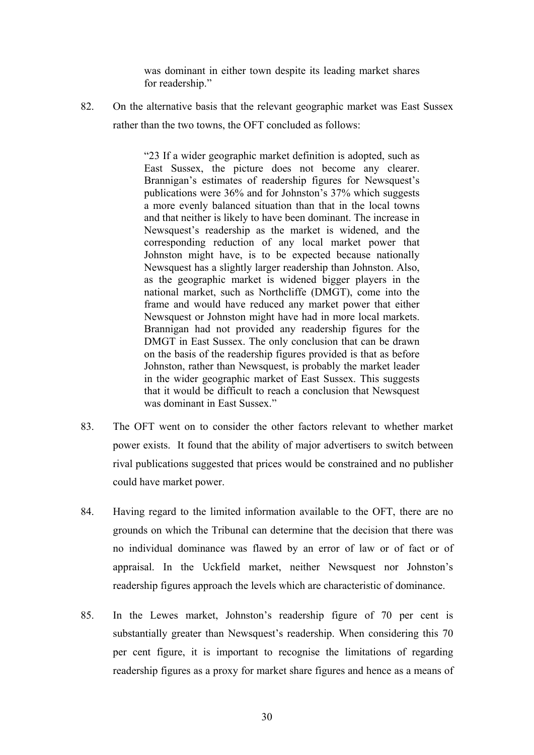> was dominant in either town despite its leading market shares for readership."

82. On the alternative basis that the relevant geographic market was East Sussex rather than the two towns, the OFT concluded as follows:

> "23 If a wider geographic market definition is adopted, such as East Sussex, the picture does not become any clearer. Brannigan's estimates of readership figures for Newsquest's publications were 36% and for Johnston's 37% which suggests a more evenly balanced situation than that in the local towns and that neither is likely to have been dominant. The increase in Newsquest's readership as the market is widened, and the corresponding reduction of any local market power that Johnston might have, is to be expected because nationally Newsquest has a slightly larger readership than Johnston. Also, as the geographic market is widened bigger players in the national market, such as Northcliffe (DMGT), come into the frame and would have reduced any market power that either Newsquest or Johnston might have had in more local markets. Brannigan had not provided any readership figures for the DMGT in East Sussex. The only conclusion that can be drawn on the basis of the readership figures provided is that as before Johnston, rather than Newsquest, is probably the market leader in the wider geographic market of East Sussex. This suggests that it would be difficult to reach a conclusion that Newsquest was dominant in East Sussex."

83. The OFT went on to consider the other factors relevant to whether market power exists. It found that the ability of major advertisers to switch between rival publications suggested that prices would be constrained and no publisher could have market power.

84. Having regard to the limited information available to the OFT, there are no grounds on which the Tribunal can determine that the decision that there was no individual dominance was flawed by an error of law or of fact or of appraisal. In the Uckfield market, neither Newsquest nor Johnston's readership figures approach the levels which are characteristic of dominance.

85. In the Lewes market, Johnston's readership figure of 70 per cent is substantially greater than Newsquest's readership. When considering this 70 per cent figure, it is important to recognise the limitations of regarding readership figures as a proxy for market share figures and hence as a means of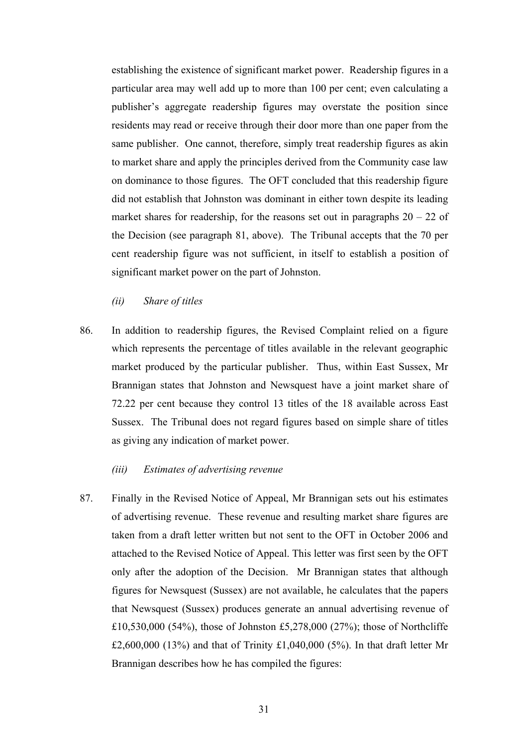establishing the existence of significant market power. Readership figures in a particular area may well add up to more than 100 per cent; even calculating a publisher's aggregate readership figures may overstate the position since residents may read or receive through their door more than one paper from the same publisher. One cannot, therefore, simply treat readership figures as akin to market share and apply the principles derived from the Community case law on dominance to those figures. The OFT concluded that this readership figure did not establish that Johnston was dominant in either town despite its leading market shares for readership, for the reasons set out in paragraphs 20 – 22 of the Decision (see paragraph 81, above). The Tribunal accepts that the 70 per cent readership figure was not sufficient, in itself to establish a position of significant market power on the part of Johnston.

*(ii) Share of titles*

86. In addition to readership figures, the Revised Complaint relied on a figure which represents the percentage of titles available in the relevant geographic market produced by the particular publisher. Thus, within East Sussex, Mr Brannigan states that Johnston and Newsquest have a joint market share of 72.22 per cent because they control 13 titles of the 18 available across East Sussex. The Tribunal does not regard figures based on simple share of titles as giving any indication of market power.

*(iii) Estimates of advertising revenue*

87. Finally in the Revised Notice of Appeal, Mr Brannigan sets out his estimates of advertising revenue. These revenue and resulting market share figures are taken from a draft letter written but not sent to the OFT in October 2006 and attached to the Revised Notice of Appeal. This letter was first seen by the OFT only after the adoption of the Decision. Mr Brannigan states that although figures for Newsquest (Sussex) are not available, he calculates that the papers that Newsquest (Sussex) produces generate an annual advertising revenue of £10,530,000 (54%), those of Johnston £5,278,000 (27%); those of Northcliffe £2,600,000 (13%) and that of Trinity £1,040,000 (5%). In that draft letter Mr Brannigan describes how he has compiled the figures: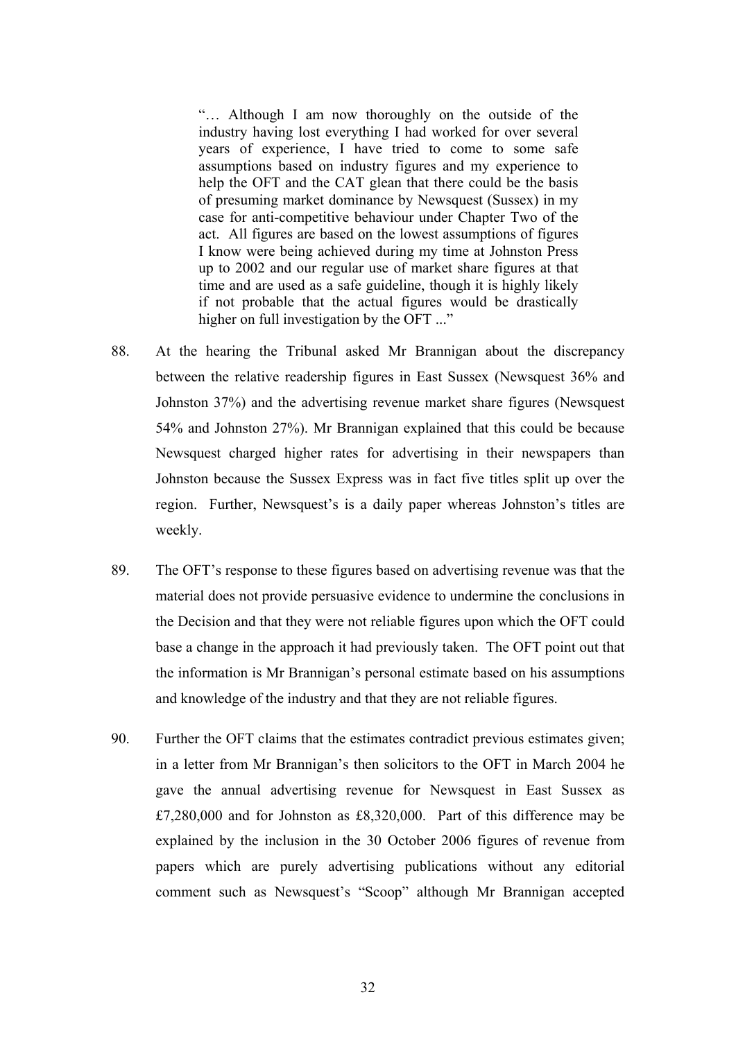> "… Although I am now thoroughly on the outside of the industry having lost everything I had worked for over several years of experience, I have tried to come to some safe assumptions based on industry figures and my experience to help the OFT and the CAT glean that there could be the basis of presuming market dominance by Newsquest (Sussex) in my case for anti-competitive behaviour under Chapter Two of the act. All figures are based on the lowest assumptions of figures I know were being achieved during my time at Johnston Press up to 2002 and our regular use of market share figures at that time and are used as a safe guideline, though it is highly likely if not probable that the actual figures would be drastically higher on full investigation by the OFT ..."

88. At the hearing the Tribunal asked Mr Brannigan about the discrepancy between the relative readership figures in East Sussex (Newsquest 36% and Johnston 37%) and the advertising revenue market share figures (Newsquest 54% and Johnston 27%). Mr Brannigan explained that this could be because Newsquest charged higher rates for advertising in their newspapers than Johnston because the Sussex Express was in fact five titles split up over the region. Further, Newsquest's is a daily paper whereas Johnston's titles are weekly.

89. The OFT's response to these figures based on advertising revenue was that the material does not provide persuasive evidence to undermine the conclusions in the Decision and that they were not reliable figures upon which the OFT could base a change in the approach it had previously taken. The OFT point out that the information is Mr Brannigan's personal estimate based on his assumptions and knowledge of the industry and that they are not reliable figures.

90. Further the OFT claims that the estimates contradict previous estimates given; in a letter from Mr Brannigan's then solicitors to the OFT in March 2004 he gave the annual advertising revenue for Newsquest in East Sussex as £7,280,000 and for Johnston as £8,320,000. Part of this difference may be explained by the inclusion in the 30 October 2006 figures of revenue from papers which are purely advertising publications without any editorial comment such as Newsquest's "Scoop" although Mr Brannigan accepted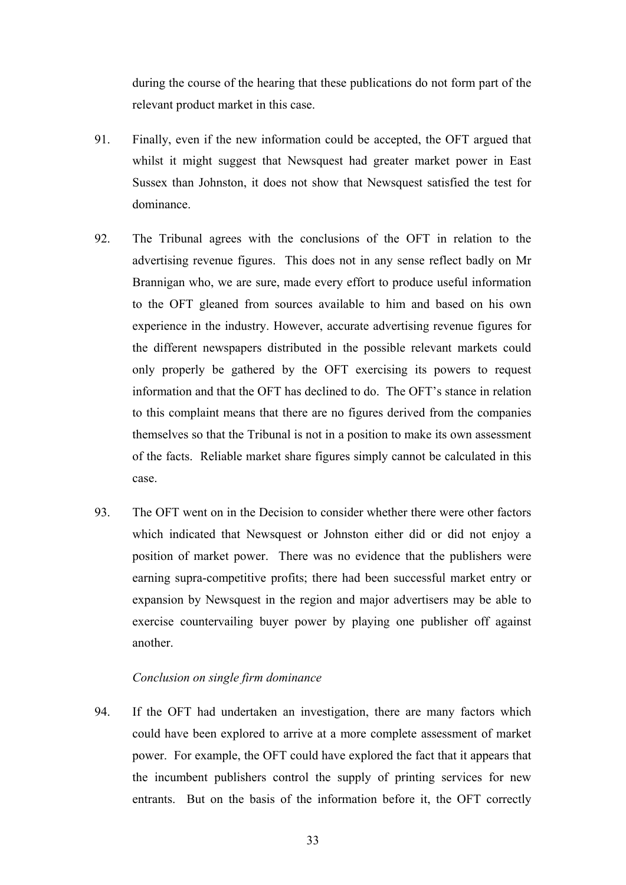during the course of the hearing that these publications do not form part of the relevant product market in this case.

91. Finally, even if the new information could be accepted, the OFT argued that whilst it might suggest that Newsquest had greater market power in East Sussex than Johnston, it does not show that Newsquest satisfied the test for dominance.

92. The Tribunal agrees with the conclusions of the OFT in relation to the advertising revenue figures. This does not in any sense reflect badly on Mr Brannigan who, we are sure, made every effort to produce useful information to the OFT gleaned from sources available to him and based on his own experience in the industry. However, accurate advertising revenue figures for the different newspapers distributed in the possible relevant markets could only properly be gathered by the OFT exercising its powers to request information and that the OFT has declined to do. The OFT's stance in relation to this complaint means that there are no figures derived from the companies themselves so that the Tribunal is not in a position to make its own assessment of the facts. Reliable market share figures simply cannot be calculated in this case.

93. The OFT went on in the Decision to consider whether there were other factors which indicated that Newsquest or Johnston either did or did not enjoy a position of market power. There was no evidence that the publishers were earning supra-competitive profits; there had been successful market entry or expansion by Newsquest in the region and major advertisers may be able to exercise countervailing buyer power by playing one publisher off against another.

*Conclusion on single firm dominance*

94. If the OFT had undertaken an investigation, there are many factors which could have been explored to arrive at a more complete assessment of market power. For example, the OFT could have explored the fact that it appears that the incumbent publishers control the supply of printing services for new entrants. But on the basis of the information before it, the OFT correctly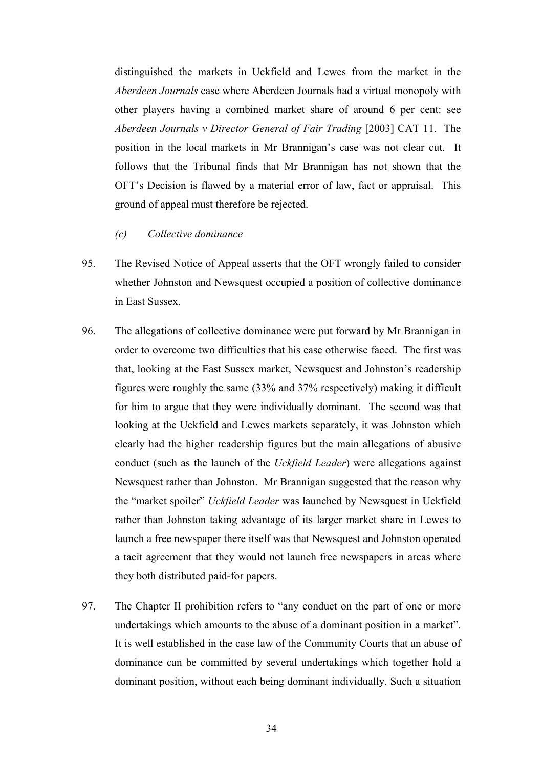distinguished the markets in Uckfield and Lewes from the market in the *Aberdeen Journals* case where Aberdeen Journals had a virtual monopoly with other players having a combined market share of around 6 per cent: see *Aberdeen Journals v Director General of Fair Trading* [2003] CAT 11. The position in the local markets in Mr Brannigan's case was not clear cut. It follows that the Tribunal finds that Mr Brannigan has not shown that the OFT's Decision is flawed by a material error of law, fact or appraisal. This ground of appeal must therefore be rejected.

*(c) Collective dominance*

95. The Revised Notice of Appeal asserts that the OFT wrongly failed to consider whether Johnston and Newsquest occupied a position of collective dominance in East Sussex.

96. The allegations of collective dominance were put forward by Mr Brannigan in order to overcome two difficulties that his case otherwise faced. The first was that, looking at the East Sussex market, Newsquest and Johnston's readership figures were roughly the same (33% and 37% respectively) making it difficult for him to argue that they were individually dominant. The second was that looking at the Uckfield and Lewes markets separately, it was Johnston which clearly had the higher readership figures but the main allegations of abusive conduct (such as the launch of the *Uckfield Leader*) were allegations against Newsquest rather than Johnston. Mr Brannigan suggested that the reason why the "market spoiler" *Uckfield Leader* was launched by Newsquest in Uckfield rather than Johnston taking advantage of its larger market share in Lewes to launch a free newspaper there itself was that Newsquest and Johnston operated a tacit agreement that they would not launch free newspapers in areas where they both distributed paid-for papers.

97. The Chapter II prohibition refers to "any conduct on the part of one or more undertakings which amounts to the abuse of a dominant position in a market". It is well established in the case law of the Community Courts that an abuse of dominance can be committed by several undertakings which together hold a dominant position, without each being dominant individually. Such a situation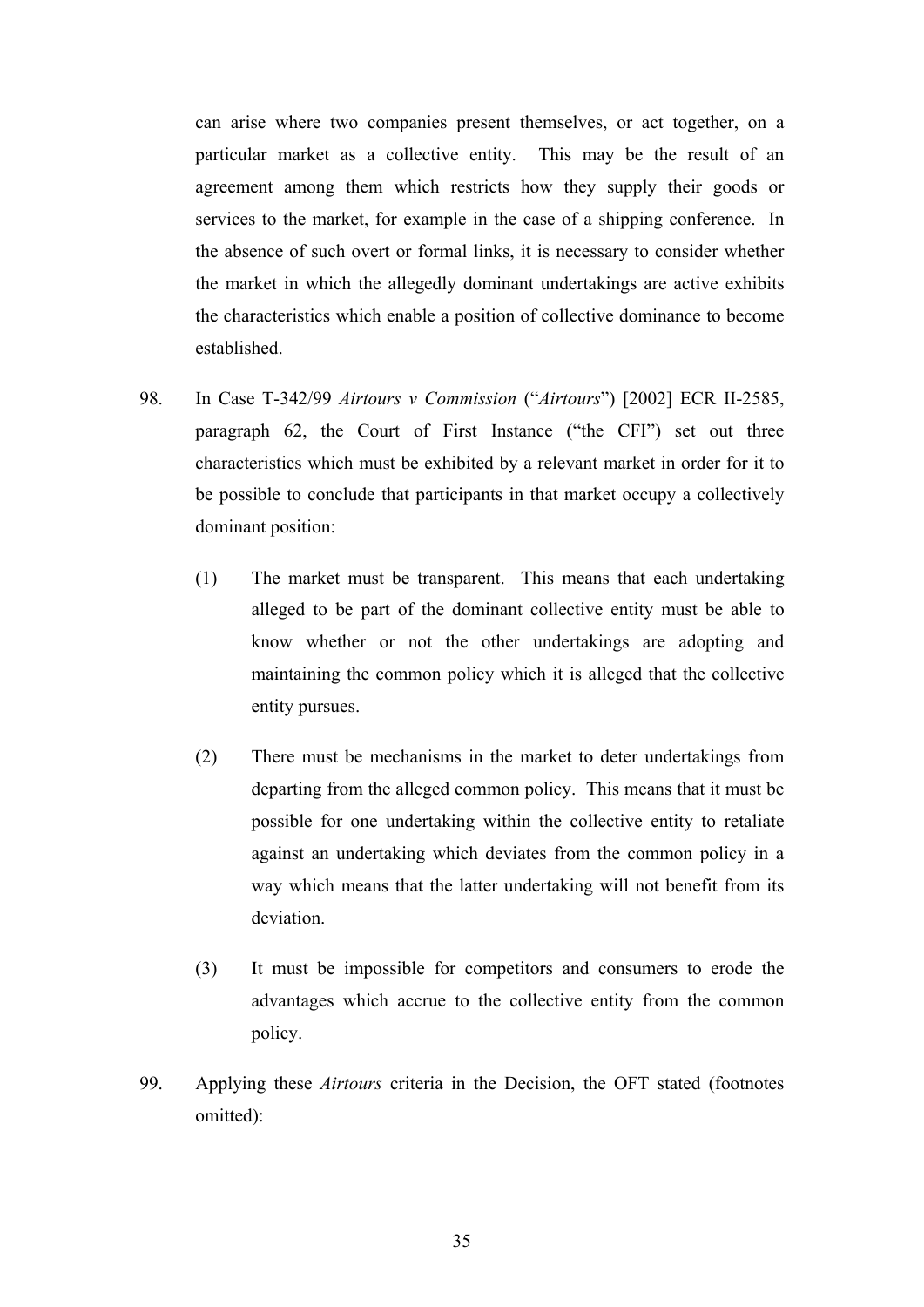can arise where two companies present themselves, or act together, on a particular market as a collective entity. This may be the result of an agreement among them which restricts how they supply their goods or services to the market, for example in the case of a shipping conference. In the absence of such overt or formal links, it is necessary to consider whether the market in which the allegedly dominant undertakings are active exhibits the characteristics which enable a position of collective dominance to become established.

98. In Case T-342/99 *Airtours v Commission* ("*Airtours*") [2002] ECR II-2585, paragraph 62, the Court of First Instance ("the CFI") set out three characteristics which must be exhibited by a relevant market in order for it to be possible to conclude that participants in that market occupy a collectively dominant position:

    (1) The market must be transparent. This means that each undertaking alleged to be part of the dominant collective entity must be able to know whether or not the other undertakings are adopting and maintaining the common policy which it is alleged that the collective entity pursues.

    (2) There must be mechanisms in the market to deter undertakings from departing from the alleged common policy. This means that it must be possible for one undertaking within the collective entity to retaliate against an undertaking which deviates from the common policy in a way which means that the latter undertaking will not benefit from its deviation.

    (3) It must be impossible for competitors and consumers to erode the advantages which accrue to the collective entity from the common policy.

99. Applying these *Airtours* criteria in the Decision, the OFT stated (footnotes omitted):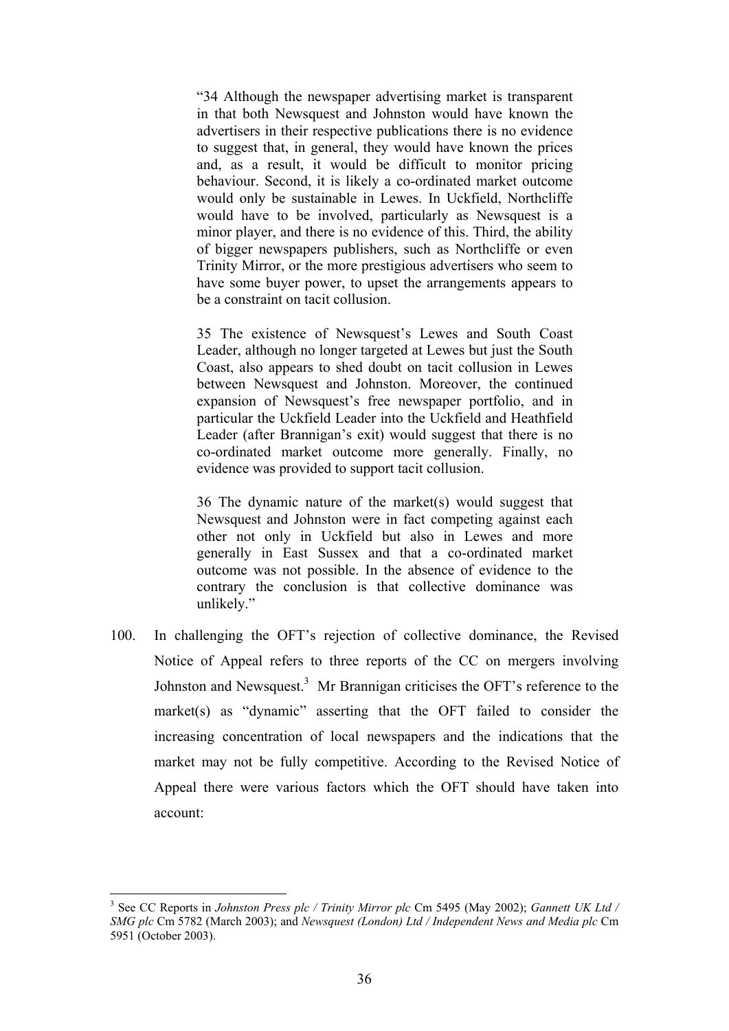> "34 Although the newspaper advertising market is transparent in that both Newsquest and Johnston would have known the advertisers in their respective publications there is no evidence to suggest that, in general, they would have known the prices and, as a result, it would be difficult to monitor pricing behaviour. Second, it is likely a co-ordinated market outcome would only be sustainable in Lewes. In Uckfield, Northcliffe would have to be involved, particularly as Newsquest is a minor player, and there is no evidence of this. Third, the ability of bigger newspapers publishers, such as Northcliffe or even Trinity Mirror, or the more prestigious advertisers who seem to have some buyer power, to upset the arrangements appears to be a constraint on tacit collusion.
>
> 35 The existence of Newsquest's Lewes and South Coast Leader, although no longer targeted at Lewes but just the South Coast, also appears to shed doubt on tacit collusion in Lewes between Newsquest and Johnston. Moreover, the continued expansion of Newsquest's free newspaper portfolio, and in particular the Uckfield Leader into the Uckfield and Heathfield Leader (after Brannigan's exit) would suggest that there is no co-ordinated market outcome more generally. Finally, no evidence was provided to support tacit collusion.
>
> 36 The dynamic nature of the market(s) would suggest that Newsquest and Johnston were in fact competing against each other not only in Uckfield but also in Lewes and more generally in East Sussex and that a co-ordinated market outcome was not possible. In the absence of evidence to the contrary the conclusion is that collective dominance was unlikely."

100. In challenging the OFT's rejection of collective dominance, the Revised Notice of Appeal refers to three reports of the CC on mergers involving Johnston and Newsquest.[3] Mr Brannigan criticises the OFT's reference to the market(s) as "dynamic" asserting that the OFT failed to consider the increasing concentration of local newspapers and the indications that the market may not be fully competitive. According to the Revised Notice of Appeal there were various factors which the OFT should have taken into account:

---

[3] See CC Reports in *Johnston Press plc / Trinity Mirror plc* Cm 5495 (May 2002); *Gannett UK Ltd / SMG plc* Cm 5782 (March 2003); and *Newsquest (London) Ltd / Independent News and Media plc* Cm 5951 (October 2003).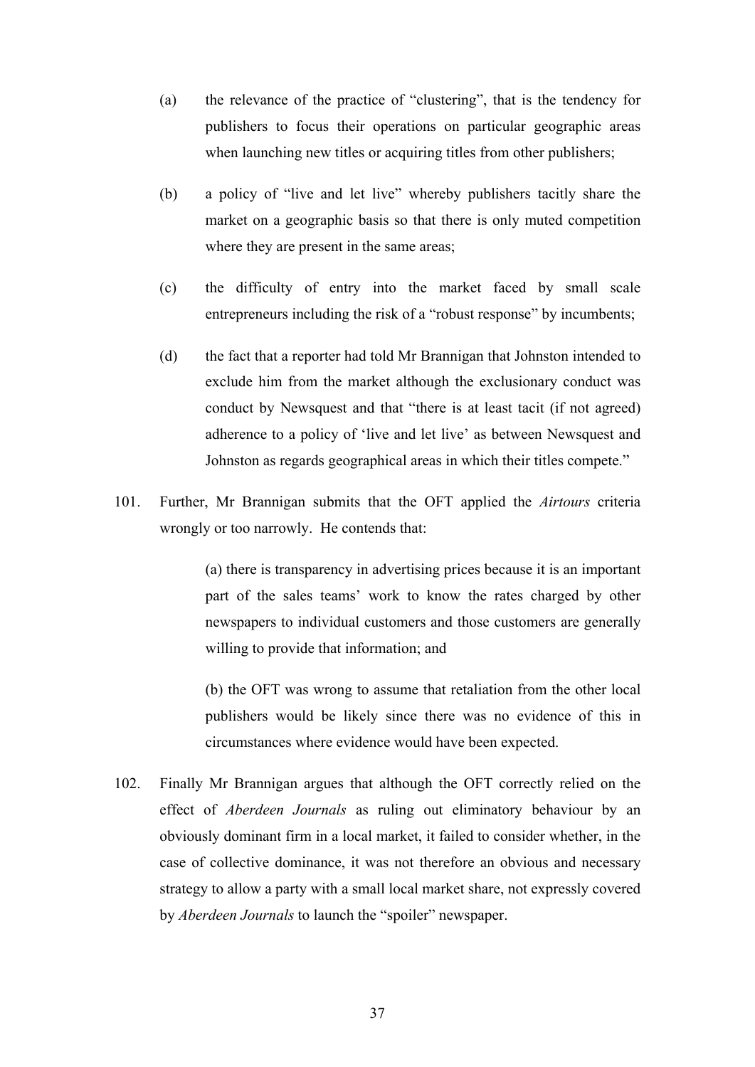(a) the relevance of the practice of "clustering", that is the tendency for publishers to focus their operations on particular geographic areas when launching new titles or acquiring titles from other publishers;

(b) a policy of "live and let live" whereby publishers tacitly share the market on a geographic basis so that there is only muted competition where they are present in the same areas;

(c) the difficulty of entry into the market faced by small scale entrepreneurs including the risk of a "robust response" by incumbents;

(d) the fact that a reporter had told Mr Brannigan that Johnston intended to exclude him from the market although the exclusionary conduct was conduct by Newsquest and that "there is at least tacit (if not agreed) adherence to a policy of 'live and let live' as between Newsquest and Johnston as regards geographical areas in which their titles compete."

101. Further, Mr Brannigan submits that the OFT applied the *Airtours* criteria wrongly or too narrowly. He contends that:

> (a) there is transparency in advertising prices because it is an important part of the sales teams' work to know the rates charged by other newspapers to individual customers and those customers are generally willing to provide that information; and
>
> (b) the OFT was wrong to assume that retaliation from the other local publishers would be likely since there was no evidence of this in circumstances where evidence would have been expected.

102. Finally Mr Brannigan argues that although the OFT correctly relied on the effect of *Aberdeen Journals* as ruling out eliminatory behaviour by an obviously dominant firm in a local market, it failed to consider whether, in the case of collective dominance, it was not therefore an obvious and necessary strategy to allow a party with a small local market share, not expressly covered by *Aberdeen Journals* to launch the "spoiler" newspaper.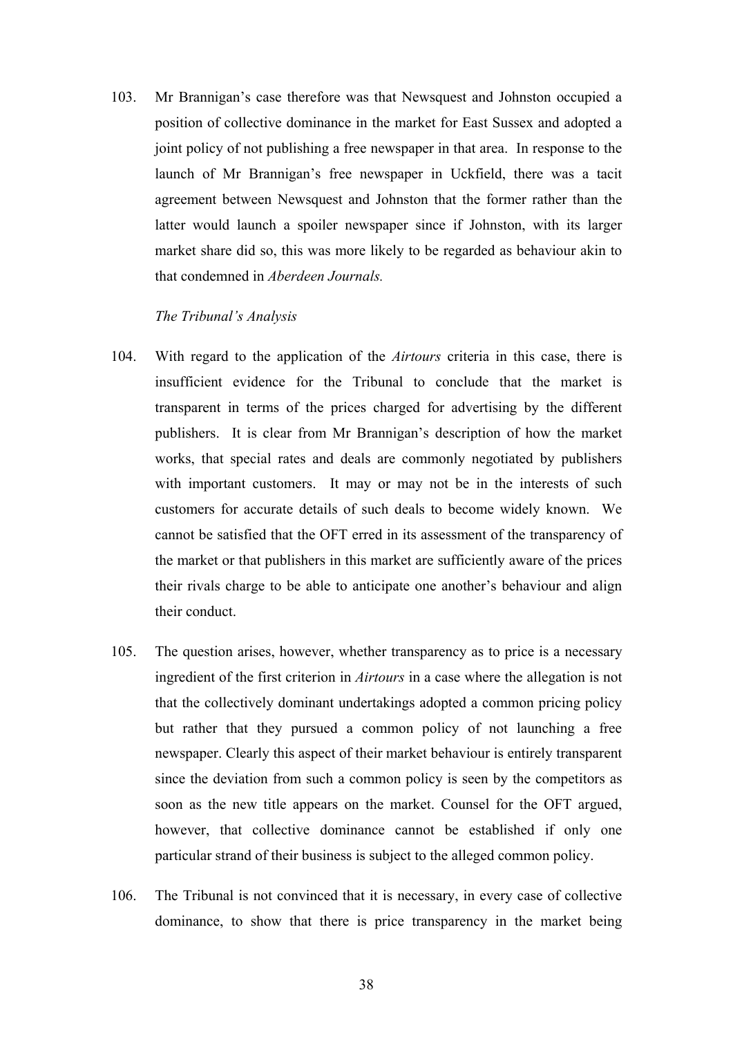103. Mr Brannigan's case therefore was that Newsquest and Johnston occupied a position of collective dominance in the market for East Sussex and adopted a joint policy of not publishing a free newspaper in that area. In response to the launch of Mr Brannigan's free newspaper in Uckfield, there was a tacit agreement between Newsquest and Johnston that the former rather than the latter would launch a spoiler newspaper since if Johnston, with its larger market share did so, this was more likely to be regarded as behaviour akin to that condemned in *Aberdeen Journals.*

*The Tribunal's Analysis*

104. With regard to the application of the *Airtours* criteria in this case, there is insufficient evidence for the Tribunal to conclude that the market is transparent in terms of the prices charged for advertising by the different publishers. It is clear from Mr Brannigan's description of how the market works, that special rates and deals are commonly negotiated by publishers with important customers. It may or may not be in the interests of such customers for accurate details of such deals to become widely known. We cannot be satisfied that the OFT erred in its assessment of the transparency of the market or that publishers in this market are sufficiently aware of the prices their rivals charge to be able to anticipate one another's behaviour and align their conduct.

105. The question arises, however, whether transparency as to price is a necessary ingredient of the first criterion in *Airtours* in a case where the allegation is not that the collectively dominant undertakings adopted a common pricing policy but rather that they pursued a common policy of not launching a free newspaper. Clearly this aspect of their market behaviour is entirely transparent since the deviation from such a common policy is seen by the competitors as soon as the new title appears on the market. Counsel for the OFT argued, however, that collective dominance cannot be established if only one particular strand of their business is subject to the alleged common policy.

106. The Tribunal is not convinced that it is necessary, in every case of collective dominance, to show that there is price transparency in the market being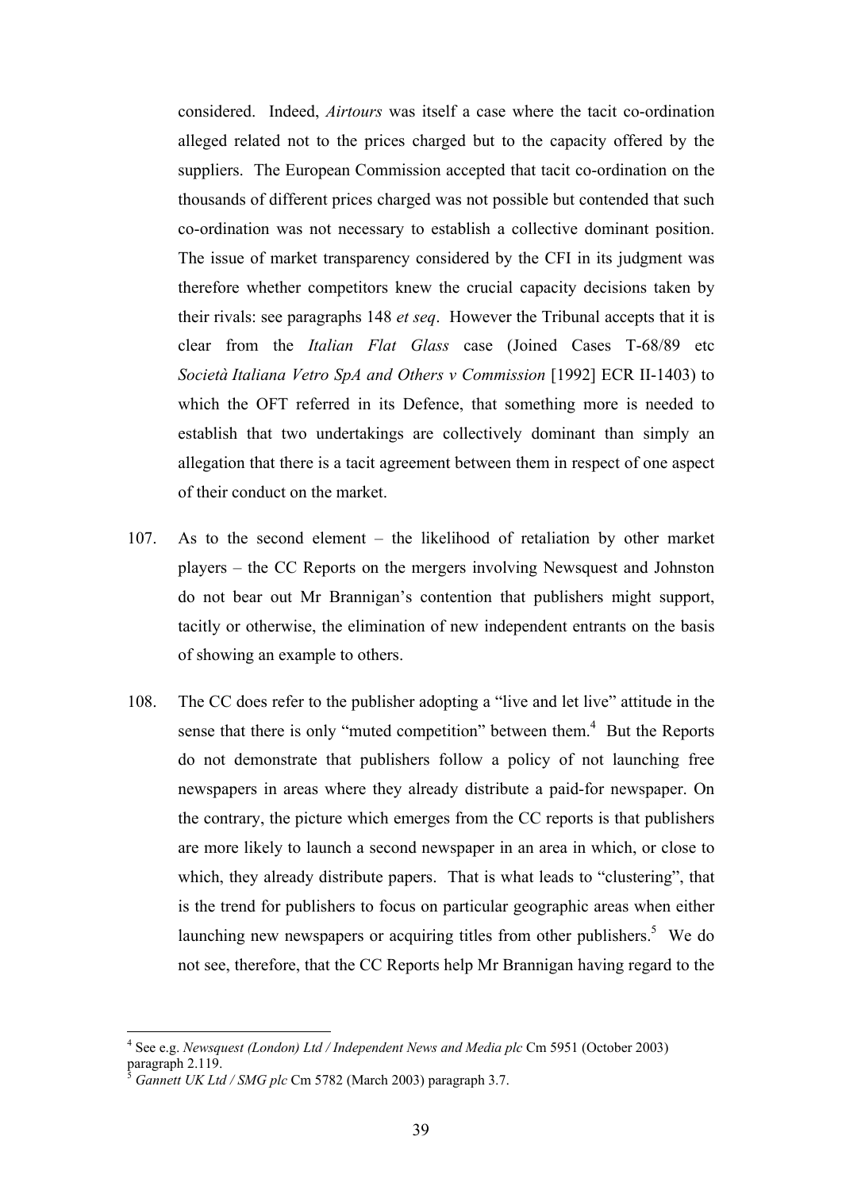considered. Indeed, *Airtours* was itself a case where the tacit co-ordination alleged related not to the prices charged but to the capacity offered by the suppliers. The European Commission accepted that tacit co-ordination on the thousands of different prices charged was not possible but contended that such co-ordination was not necessary to establish a collective dominant position. The issue of market transparency considered by the CFI in its judgment was therefore whether competitors knew the crucial capacity decisions taken by their rivals: see paragraphs 148 *et seq*. However the Tribunal accepts that it is clear from the *Italian Flat Glass* case (Joined Cases T-68/89 etc *Società Italiana Vetro SpA and Others v Commission* [1992] ECR II-1403) to which the OFT referred in its Defence, that something more is needed to establish that two undertakings are collectively dominant than simply an allegation that there is a tacit agreement between them in respect of one aspect of their conduct on the market.

107. As to the second element – the likelihood of retaliation by other market players – the CC Reports on the mergers involving Newsquest and Johnston do not bear out Mr Brannigan's contention that publishers might support, tacitly or otherwise, the elimination of new independent entrants on the basis of showing an example to others.

108. The CC does refer to the publisher adopting a "live and let live" attitude in the sense that there is only "muted competition" between them.[4] But the Reports do not demonstrate that publishers follow a policy of not launching free newspapers in areas where they already distribute a paid-for newspaper. On the contrary, the picture which emerges from the CC reports is that publishers are more likely to launch a second newspaper in an area in which, or close to which, they already distribute papers. That is what leads to "clustering", that is the trend for publishers to focus on particular geographic areas when either launching new newspapers or acquiring titles from other publishers.[5] We do not see, therefore, that the CC Reports help Mr Brannigan having regard to the

---

[4] See e.g. *Newsquest (London) Ltd / Independent News and Media plc* Cm 5951 (October 2003) paragraph 2.119.

[5] *Gannett UK Ltd / SMG plc* Cm 5782 (March 2003) paragraph 3.7.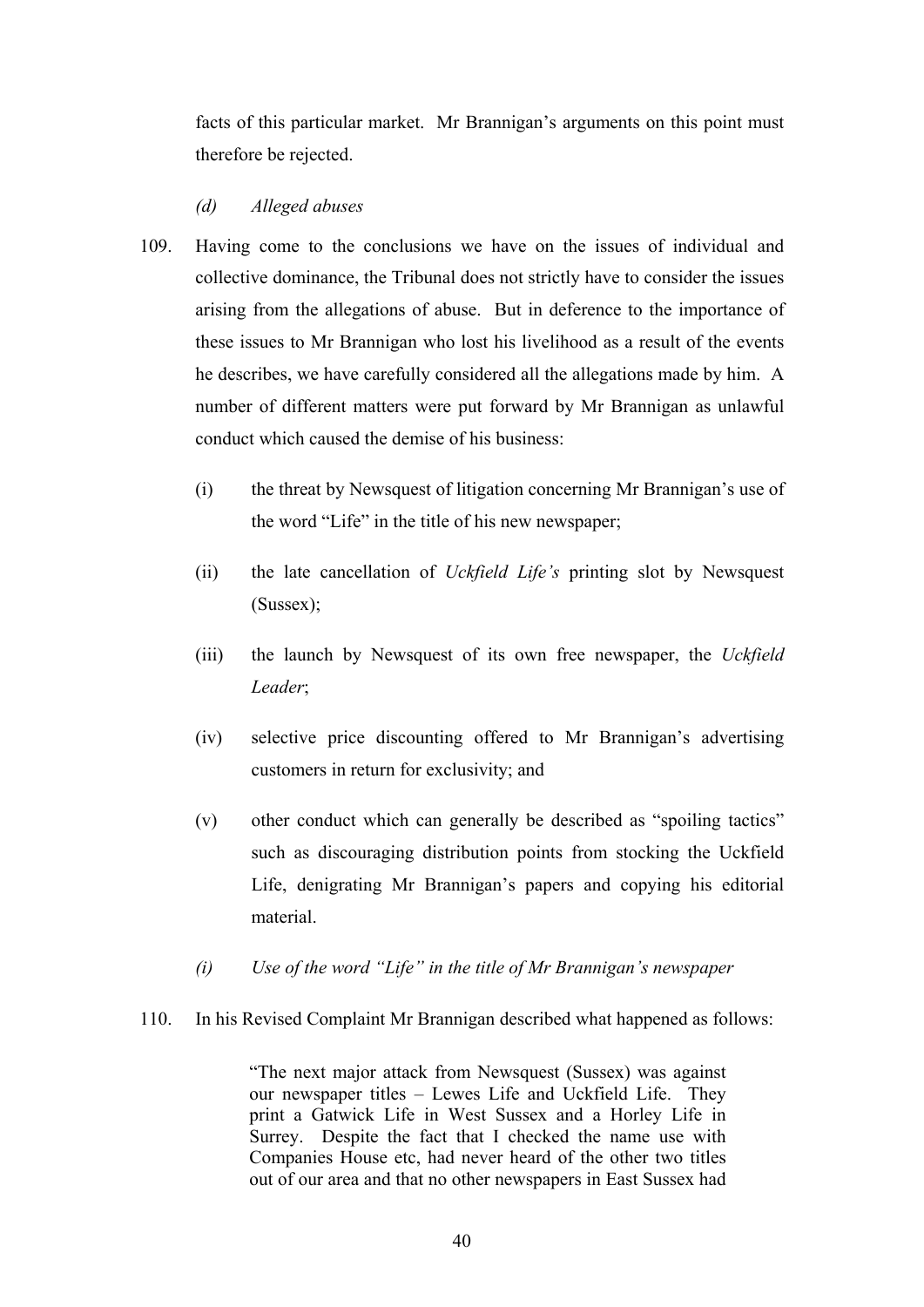facts of this particular market. Mr Brannigan's arguments on this point must therefore be rejected.

*(d) Alleged abuses*

109. Having come to the conclusions we have on the issues of individual and collective dominance, the Tribunal does not strictly have to consider the issues arising from the allegations of abuse. But in deference to the importance of these issues to Mr Brannigan who lost his livelihood as a result of the events he describes, we have carefully considered all the allegations made by him. A number of different matters were put forward by Mr Brannigan as unlawful conduct which caused the demise of his business:

   (i) the threat by Newsquest of litigation concerning Mr Brannigan's use of the word "Life" in the title of his new newspaper;

   (ii) the late cancellation of *Uckfield Life's* printing slot by Newsquest (Sussex);

   (iii) the launch by Newsquest of its own free newspaper, the *Uckfield Leader*;

   (iv) selective price discounting offered to Mr Brannigan's advertising customers in return for exclusivity; and

   (v) other conduct which can generally be described as "spoiling tactics" such as discouraging distribution points from stocking the Uckfield Life, denigrating Mr Brannigan's papers and copying his editorial material.

*(i) Use of the word "Life" in the title of Mr Brannigan's newspaper*

110. In his Revised Complaint Mr Brannigan described what happened as follows:

> "The next major attack from Newsquest (Sussex) was against our newspaper titles – Lewes Life and Uckfield Life. They print a Gatwick Life in West Sussex and a Horley Life in Surrey. Despite the fact that I checked the name use with Companies House etc, had never heard of the other two titles out of our area and that no other newspapers in East Sussex had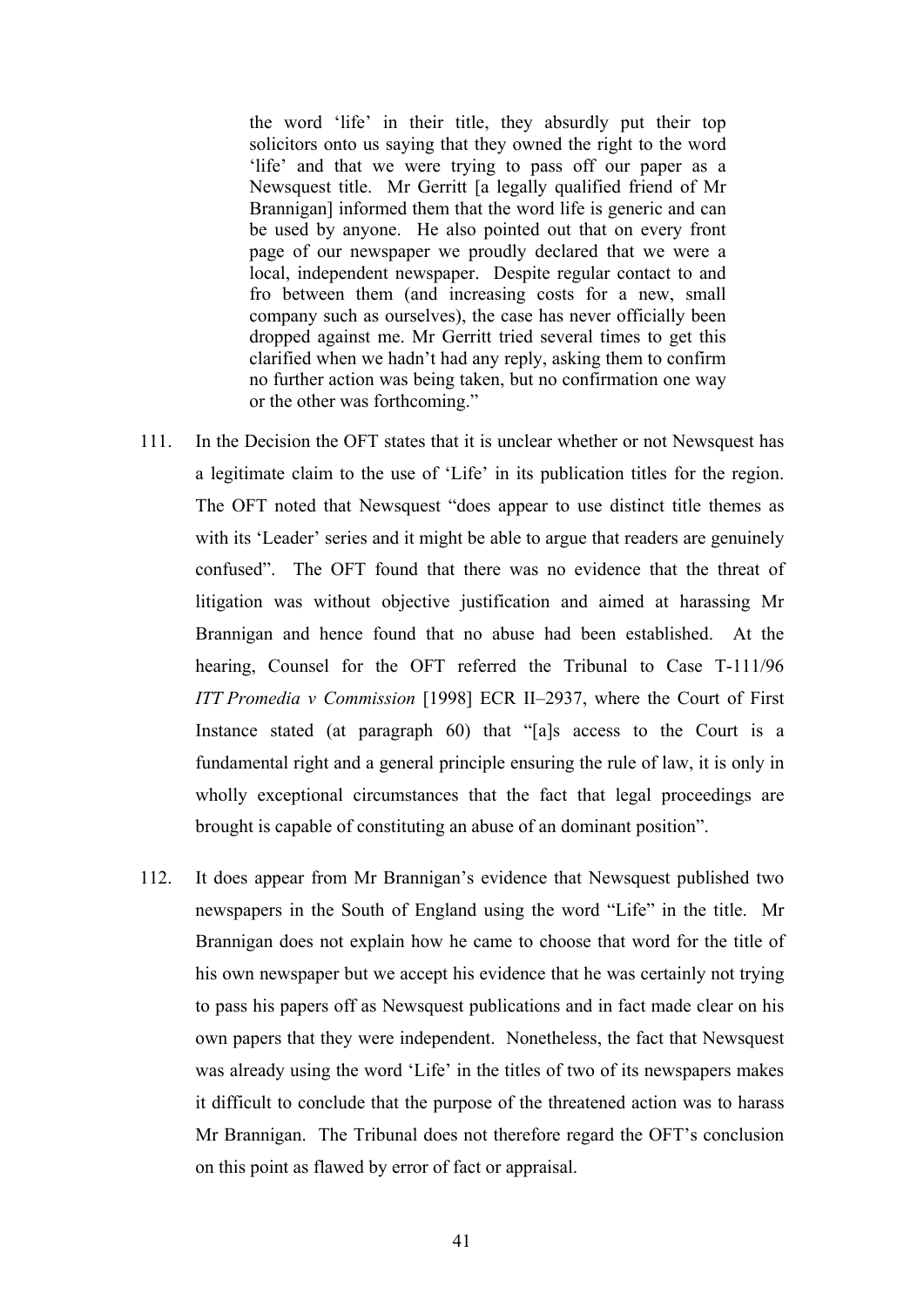> the word 'life' in their title, they absurdly put their top solicitors onto us saying that they owned the right to the word 'life' and that we were trying to pass off our paper as a Newsquest title. Mr Gerritt [a legally qualified friend of Mr Brannigan] informed them that the word life is generic and can be used by anyone. He also pointed out that on every front page of our newspaper we proudly declared that we were a local, independent newspaper. Despite regular contact to and fro between them (and increasing costs for a new, small company such as ourselves), the case has never officially been dropped against me. Mr Gerritt tried several times to get this clarified when we hadn't had any reply, asking them to confirm no further action was being taken, but no confirmation one way or the other was forthcoming."

111. In the Decision the OFT states that it is unclear whether or not Newsquest has a legitimate claim to the use of 'Life' in its publication titles for the region. The OFT noted that Newsquest "does appear to use distinct title themes as with its 'Leader' series and it might be able to argue that readers are genuinely confused". The OFT found that there was no evidence that the threat of litigation was without objective justification and aimed at harassing Mr Brannigan and hence found that no abuse had been established. At the hearing, Counsel for the OFT referred the Tribunal to Case T-111/96 *ITT Promedia v Commission* [1998] ECR II–2937, where the Court of First Instance stated (at paragraph 60) that "[a]s access to the Court is a fundamental right and a general principle ensuring the rule of law, it is only in wholly exceptional circumstances that the fact that legal proceedings are brought is capable of constituting an abuse of an dominant position".

112. It does appear from Mr Brannigan's evidence that Newsquest published two newspapers in the South of England using the word "Life" in the title. Mr Brannigan does not explain how he came to choose that word for the title of his own newspaper but we accept his evidence that he was certainly not trying to pass his papers off as Newsquest publications and in fact made clear on his own papers that they were independent. Nonetheless, the fact that Newsquest was already using the word 'Life' in the titles of two of its newspapers makes it difficult to conclude that the purpose of the threatened action was to harass Mr Brannigan. The Tribunal does not therefore regard the OFT's conclusion on this point as flawed by error of fact or appraisal.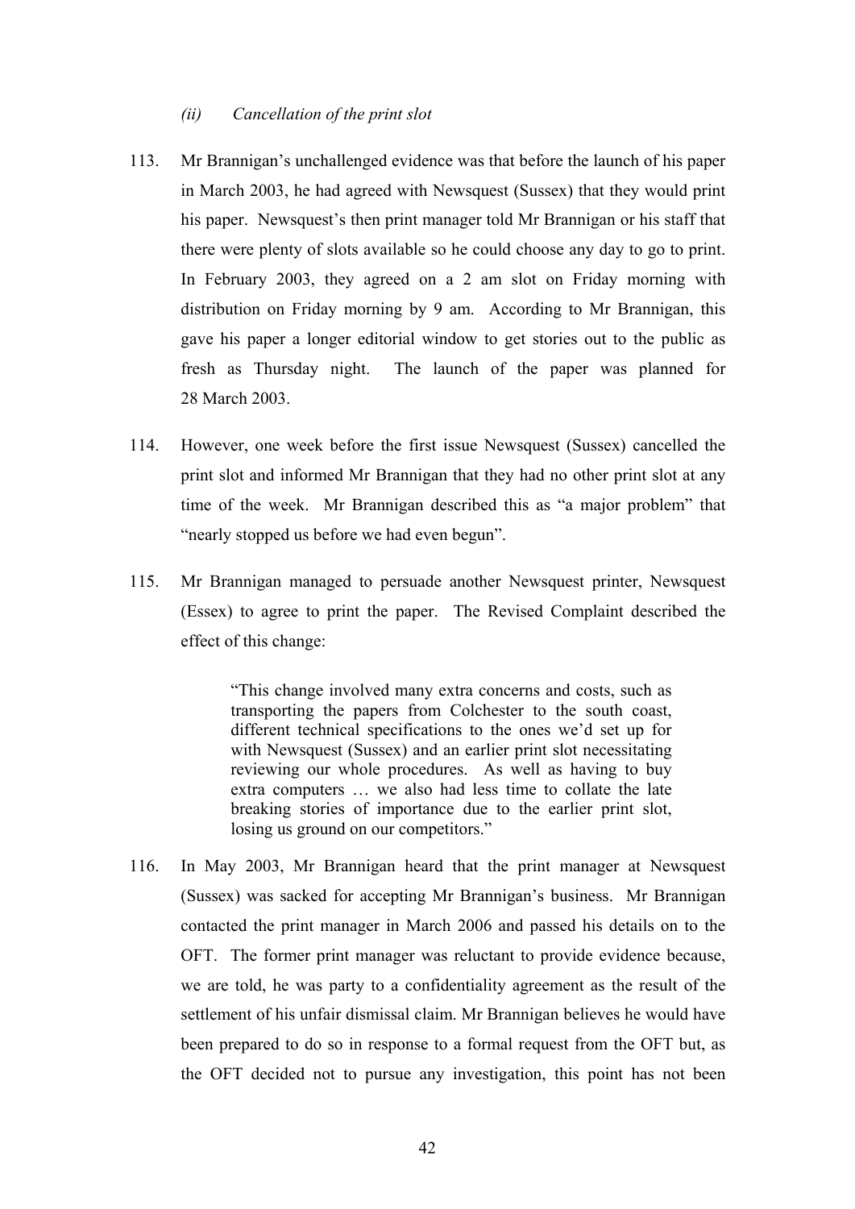*(ii) Cancellation of the print slot*

113. Mr Brannigan's unchallenged evidence was that before the launch of his paper in March 2003, he had agreed with Newsquest (Sussex) that they would print his paper. Newsquest's then print manager told Mr Brannigan or his staff that there were plenty of slots available so he could choose any day to go to print. In February 2003, they agreed on a 2 am slot on Friday morning with distribution on Friday morning by 9 am. According to Mr Brannigan, this gave his paper a longer editorial window to get stories out to the public as fresh as Thursday night. The launch of the paper was planned for 28 March 2003.

114. However, one week before the first issue Newsquest (Sussex) cancelled the print slot and informed Mr Brannigan that they had no other print slot at any time of the week. Mr Brannigan described this as "a major problem" that "nearly stopped us before we had even begun".

115. Mr Brannigan managed to persuade another Newsquest printer, Newsquest (Essex) to agree to print the paper. The Revised Complaint described the effect of this change:

> "This change involved many extra concerns and costs, such as transporting the papers from Colchester to the south coast, different technical specifications to the ones we'd set up for with Newsquest (Sussex) and an earlier print slot necessitating reviewing our whole procedures. As well as having to buy extra computers … we also had less time to collate the late breaking stories of importance due to the earlier print slot, losing us ground on our competitors."

116. In May 2003, Mr Brannigan heard that the print manager at Newsquest (Sussex) was sacked for accepting Mr Brannigan's business. Mr Brannigan contacted the print manager in March 2006 and passed his details on to the OFT. The former print manager was reluctant to provide evidence because, we are told, he was party to a confidentiality agreement as the result of the settlement of his unfair dismissal claim. Mr Brannigan believes he would have been prepared to do so in response to a formal request from the OFT but, as the OFT decided not to pursue any investigation, this point has not been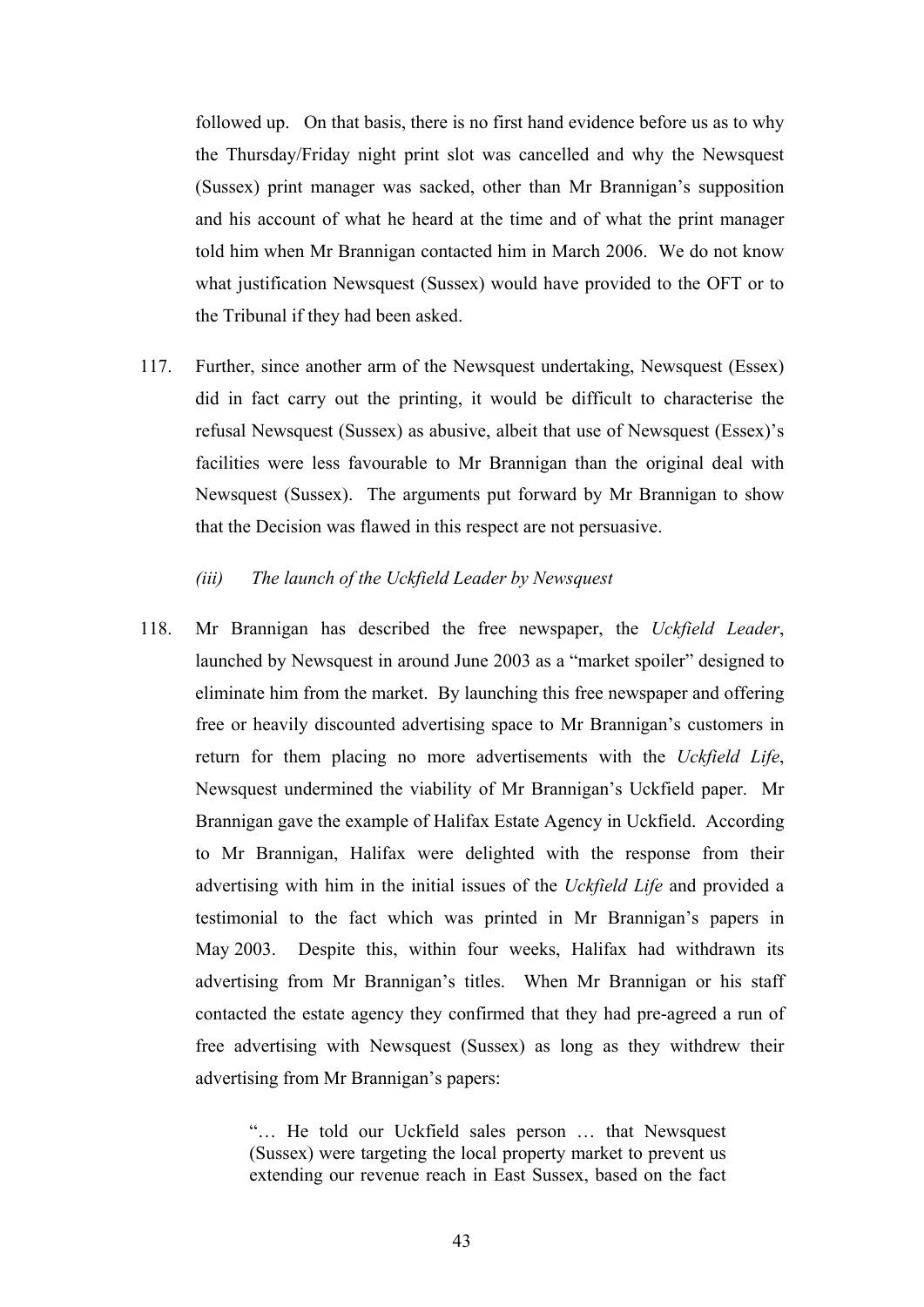followed up. On that basis, there is no first hand evidence before us as to why the Thursday/Friday night print slot was cancelled and why the Newsquest (Sussex) print manager was sacked, other than Mr Brannigan's supposition and his account of what he heard at the time and of what the print manager told him when Mr Brannigan contacted him in March 2006. We do not know what justification Newsquest (Sussex) would have provided to the OFT or to the Tribunal if they had been asked.

117. Further, since another arm of the Newsquest undertaking, Newsquest (Essex) did in fact carry out the printing, it would be difficult to characterise the refusal Newsquest (Sussex) as abusive, albeit that use of Newsquest (Essex)'s facilities were less favourable to Mr Brannigan than the original deal with Newsquest (Sussex). The arguments put forward by Mr Brannigan to show that the Decision was flawed in this respect are not persuasive.

*(iii) The launch of the Uckfield Leader by Newsquest*

118. Mr Brannigan has described the free newspaper, the *Uckfield Leader*, launched by Newsquest in around June 2003 as a "market spoiler" designed to eliminate him from the market. By launching this free newspaper and offering free or heavily discounted advertising space to Mr Brannigan's customers in return for them placing no more advertisements with the *Uckfield Life*, Newsquest undermined the viability of Mr Brannigan's Uckfield paper. Mr Brannigan gave the example of Halifax Estate Agency in Uckfield. According to Mr Brannigan, Halifax were delighted with the response from their advertising with him in the initial issues of the *Uckfield Life* and provided a testimonial to the fact which was printed in Mr Brannigan's papers in May 2003. Despite this, within four weeks, Halifax had withdrawn its advertising from Mr Brannigan's titles. When Mr Brannigan or his staff contacted the estate agency they confirmed that they had pre-agreed a run of free advertising with Newsquest (Sussex) as long as they withdrew their advertising from Mr Brannigan's papers:

> "… He told our Uckfield sales person … that Newsquest (Sussex) were targeting the local property market to prevent us extending our revenue reach in East Sussex, based on the fact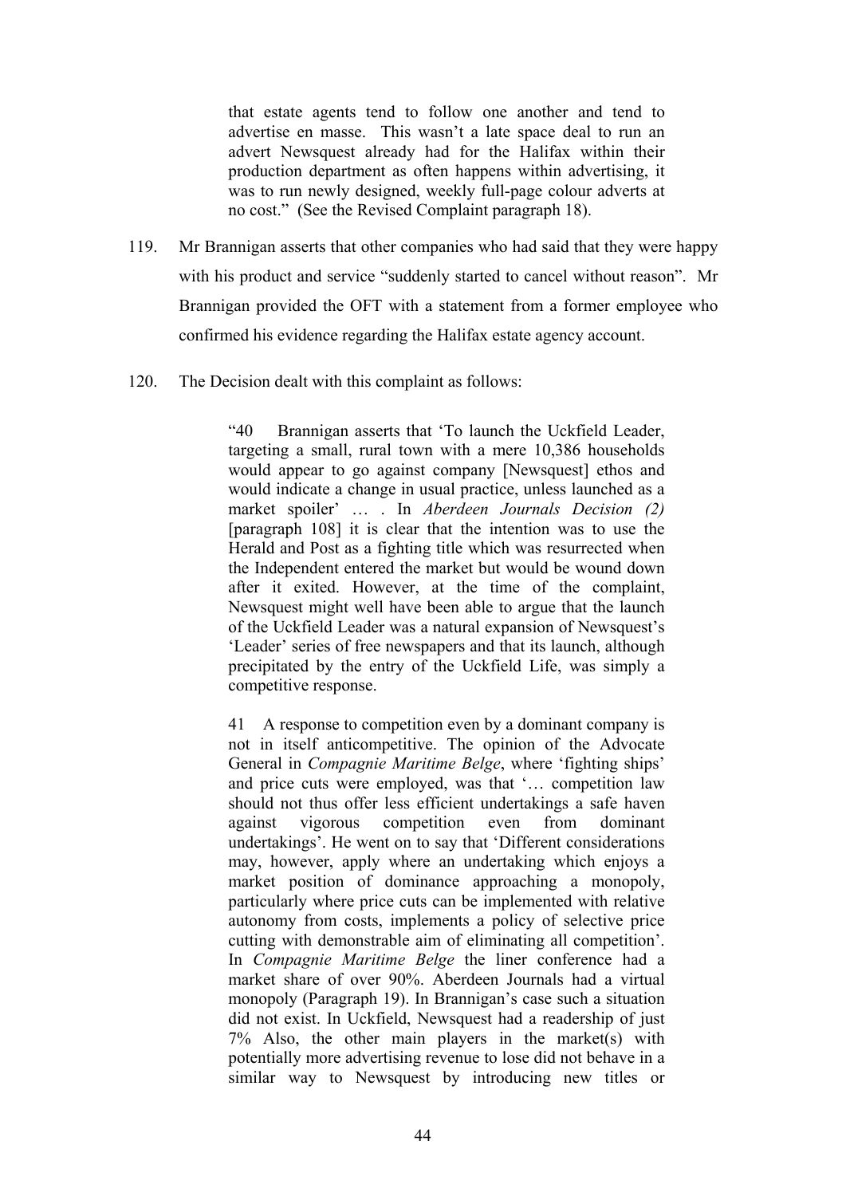> that estate agents tend to follow one another and tend to advertise en masse. This wasn't a late space deal to run an advert Newsquest already had for the Halifax within their production department as often happens within advertising, it was to run newly designed, weekly full-page colour adverts at no cost." (See the Revised Complaint paragraph 18).

119. Mr Brannigan asserts that other companies who had said that they were happy with his product and service "suddenly started to cancel without reason". Mr Brannigan provided the OFT with a statement from a former employee who confirmed his evidence regarding the Halifax estate agency account.

120. The Decision dealt with this complaint as follows:

> "40 Brannigan asserts that 'To launch the Uckfield Leader, targeting a small, rural town with a mere 10,386 households would appear to go against company [Newsquest] ethos and would indicate a change in usual practice, unless launched as a market spoiler' … . In *Aberdeen Journals Decision (2)* [paragraph 108] it is clear that the intention was to use the Herald and Post as a fighting title which was resurrected when the Independent entered the market but would be wound down after it exited. However, at the time of the complaint, Newsquest might well have been able to argue that the launch of the Uckfield Leader was a natural expansion of Newsquest's 'Leader' series of free newspapers and that its launch, although precipitated by the entry of the Uckfield Life, was simply a competitive response.
>
> 41 A response to competition even by a dominant company is not in itself anticompetitive. The opinion of the Advocate General in *Compagnie Maritime Belge*, where 'fighting ships' and price cuts were employed, was that '… competition law should not thus offer less efficient undertakings a safe haven against vigorous competition even from dominant undertakings'. He went on to say that 'Different considerations may, however, apply where an undertaking which enjoys a market position of dominance approaching a monopoly, particularly where price cuts can be implemented with relative autonomy from costs, implements a policy of selective price cutting with demonstrable aim of eliminating all competition'. In *Compagnie Maritime Belge* the liner conference had a market share of over 90%. Aberdeen Journals had a virtual monopoly (Paragraph 19). In Brannigan's case such a situation did not exist. In Uckfield, Newsquest had a readership of just 7% Also, the other main players in the market(s) with potentially more advertising revenue to lose did not behave in a similar way to Newsquest by introducing new titles or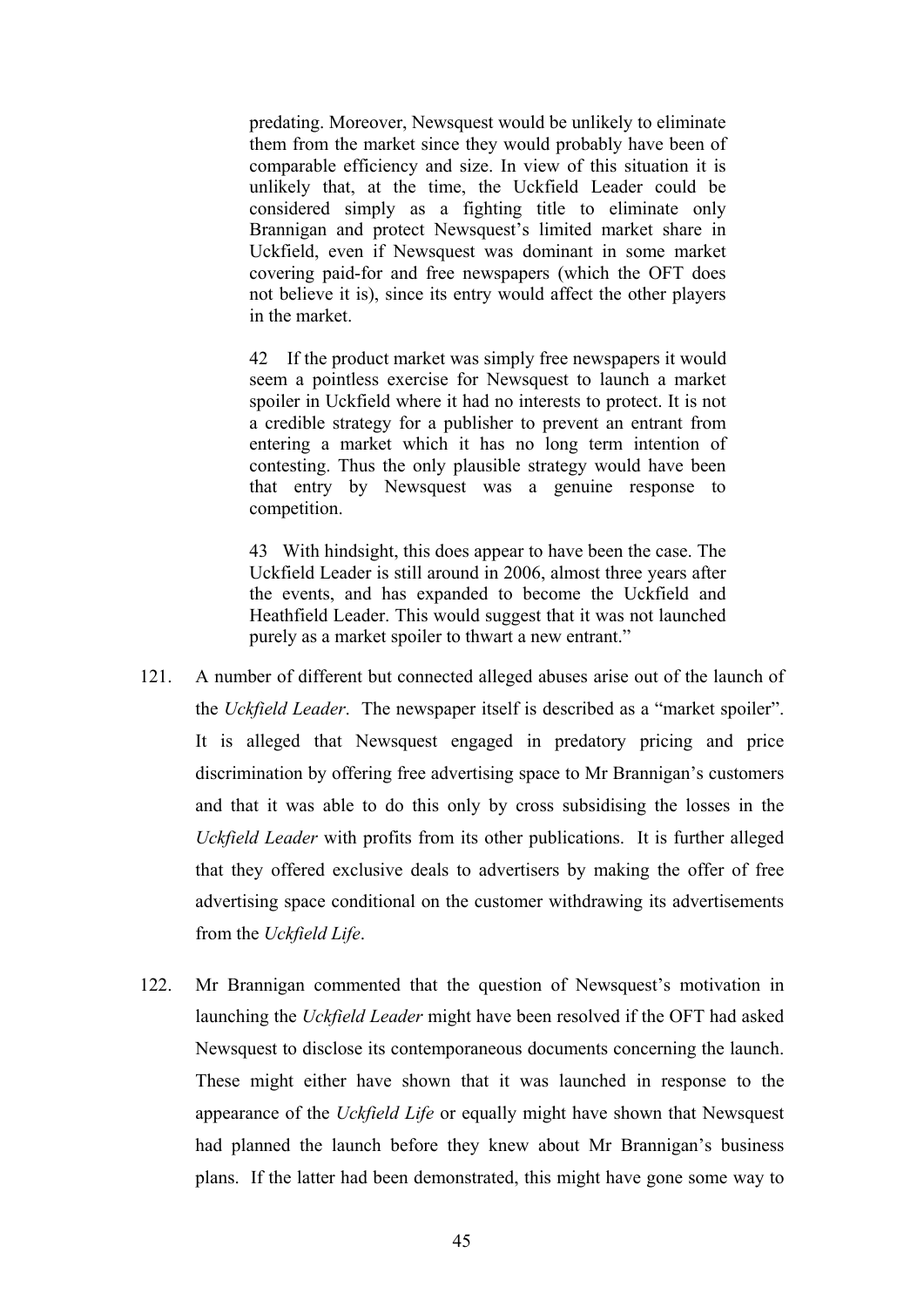> predating. Moreover, Newsquest would be unlikely to eliminate them from the market since they would probably have been of comparable efficiency and size. In view of this situation it is unlikely that, at the time, the Uckfield Leader could be considered simply as a fighting title to eliminate only Brannigan and protect Newsquest's limited market share in Uckfield, even if Newsquest was dominant in some market covering paid-for and free newspapers (which the OFT does not believe it is), since its entry would affect the other players in the market.
>
> 42 If the product market was simply free newspapers it would seem a pointless exercise for Newsquest to launch a market spoiler in Uckfield where it had no interests to protect. It is not a credible strategy for a publisher to prevent an entrant from entering a market which it has no long term intention of contesting. Thus the only plausible strategy would have been that entry by Newsquest was a genuine response to competition.
>
> 43 With hindsight, this does appear to have been the case. The Uckfield Leader is still around in 2006, almost three years after the events, and has expanded to become the Uckfield and Heathfield Leader. This would suggest that it was not launched purely as a market spoiler to thwart a new entrant."

121. A number of different but connected alleged abuses arise out of the launch of the *Uckfield Leader*. The newspaper itself is described as a "market spoiler". It is alleged that Newsquest engaged in predatory pricing and price discrimination by offering free advertising space to Mr Brannigan's customers and that it was able to do this only by cross subsidising the losses in the *Uckfield Leader* with profits from its other publications. It is further alleged that they offered exclusive deals to advertisers by making the offer of free advertising space conditional on the customer withdrawing its advertisements from the *Uckfield Life*.

122. Mr Brannigan commented that the question of Newsquest's motivation in launching the *Uckfield Leader* might have been resolved if the OFT had asked Newsquest to disclose its contemporaneous documents concerning the launch. These might either have shown that it was launched in response to the appearance of the *Uckfield Life* or equally might have shown that Newsquest had planned the launch before they knew about Mr Brannigan's business plans. If the latter had been demonstrated, this might have gone some way to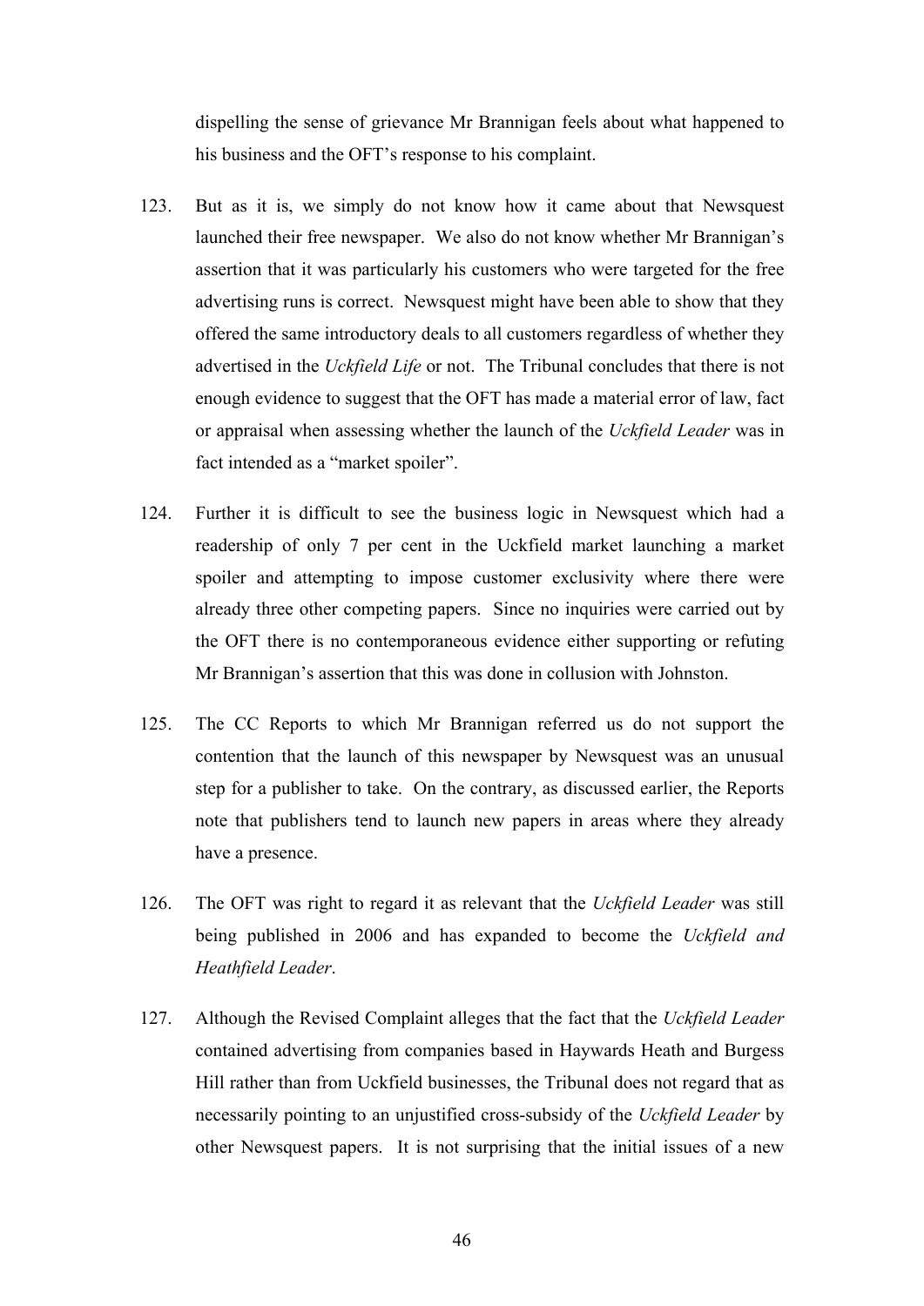dispelling the sense of grievance Mr Brannigan feels about what happened to his business and the OFT's response to his complaint.

123. But as it is, we simply do not know how it came about that Newsquest launched their free newspaper. We also do not know whether Mr Brannigan's assertion that it was particularly his customers who were targeted for the free advertising runs is correct. Newsquest might have been able to show that they offered the same introductory deals to all customers regardless of whether they advertised in the *Uckfield Life* or not. The Tribunal concludes that there is not enough evidence to suggest that the OFT has made a material error of law, fact or appraisal when assessing whether the launch of the *Uckfield Leader* was in fact intended as a "market spoiler".

124. Further it is difficult to see the business logic in Newsquest which had a readership of only 7 per cent in the Uckfield market launching a market spoiler and attempting to impose customer exclusivity where there were already three other competing papers. Since no inquiries were carried out by the OFT there is no contemporaneous evidence either supporting or refuting Mr Brannigan's assertion that this was done in collusion with Johnston.

125. The CC Reports to which Mr Brannigan referred us do not support the contention that the launch of this newspaper by Newsquest was an unusual step for a publisher to take. On the contrary, as discussed earlier, the Reports note that publishers tend to launch new papers in areas where they already have a presence.

126. The OFT was right to regard it as relevant that the *Uckfield Leader* was still being published in 2006 and has expanded to become the *Uckfield and Heathfield Leader*.

127. Although the Revised Complaint alleges that the fact that the *Uckfield Leader* contained advertising from companies based in Haywards Heath and Burgess Hill rather than from Uckfield businesses, the Tribunal does not regard that as necessarily pointing to an unjustified cross-subsidy of the *Uckfield Leader* by other Newsquest papers. It is not surprising that the initial issues of a new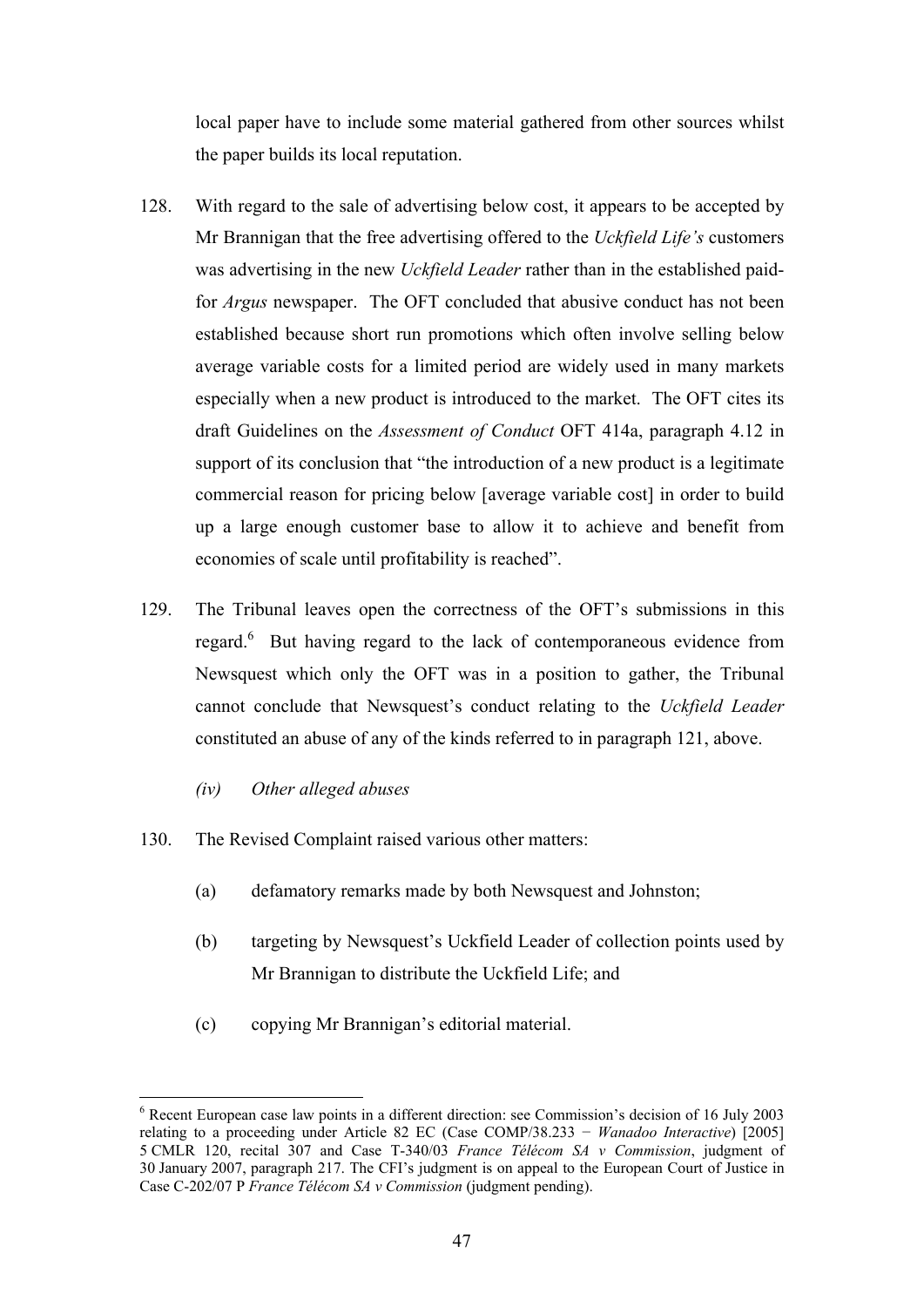local paper have to include some material gathered from other sources whilst the paper builds its local reputation.

128. With regard to the sale of advertising below cost, it appears to be accepted by Mr Brannigan that the free advertising offered to the *Uckfield Life's* customers was advertising in the new *Uckfield Leader* rather than in the established paid-for *Argus* newspaper. The OFT concluded that abusive conduct has not been established because short run promotions which often involve selling below average variable costs for a limited period are widely used in many markets especially when a new product is introduced to the market. The OFT cites its draft Guidelines on the *Assessment of Conduct* OFT 414a, paragraph 4.12 in support of its conclusion that "the introduction of a new product is a legitimate commercial reason for pricing below [average variable cost] in order to build up a large enough customer base to allow it to achieve and benefit from economies of scale until profitability is reached".

129. The Tribunal leaves open the correctness of the OFT's submissions in this regard.[6] But having regard to the lack of contemporaneous evidence from Newsquest which only the OFT was in a position to gather, the Tribunal cannot conclude that Newsquest's conduct relating to the *Uckfield Leader* constituted an abuse of any of the kinds referred to in paragraph 121, above.

*(iv) Other alleged abuses*

130. The Revised Complaint raised various other matters:

(a) defamatory remarks made by both Newsquest and Johnston;

(b) targeting by Newsquest's Uckfield Leader of collection points used by Mr Brannigan to distribute the Uckfield Life; and

(c) copying Mr Brannigan's editorial material.

---

[6] Recent European case law points in a different direction: see Commission's decision of 16 July 2003 relating to a proceeding under Article 82 EC (Case COMP/38.233 − *Wanadoo Interactive*) [2005] 5 CMLR 120, recital 307 and Case T-340/03 *France Télécom SA v Commission*, judgment of 30 January 2007, paragraph 217. The CFI's judgment is on appeal to the European Court of Justice in Case C-202/07 P *France Télécom SA v Commission* (judgment pending).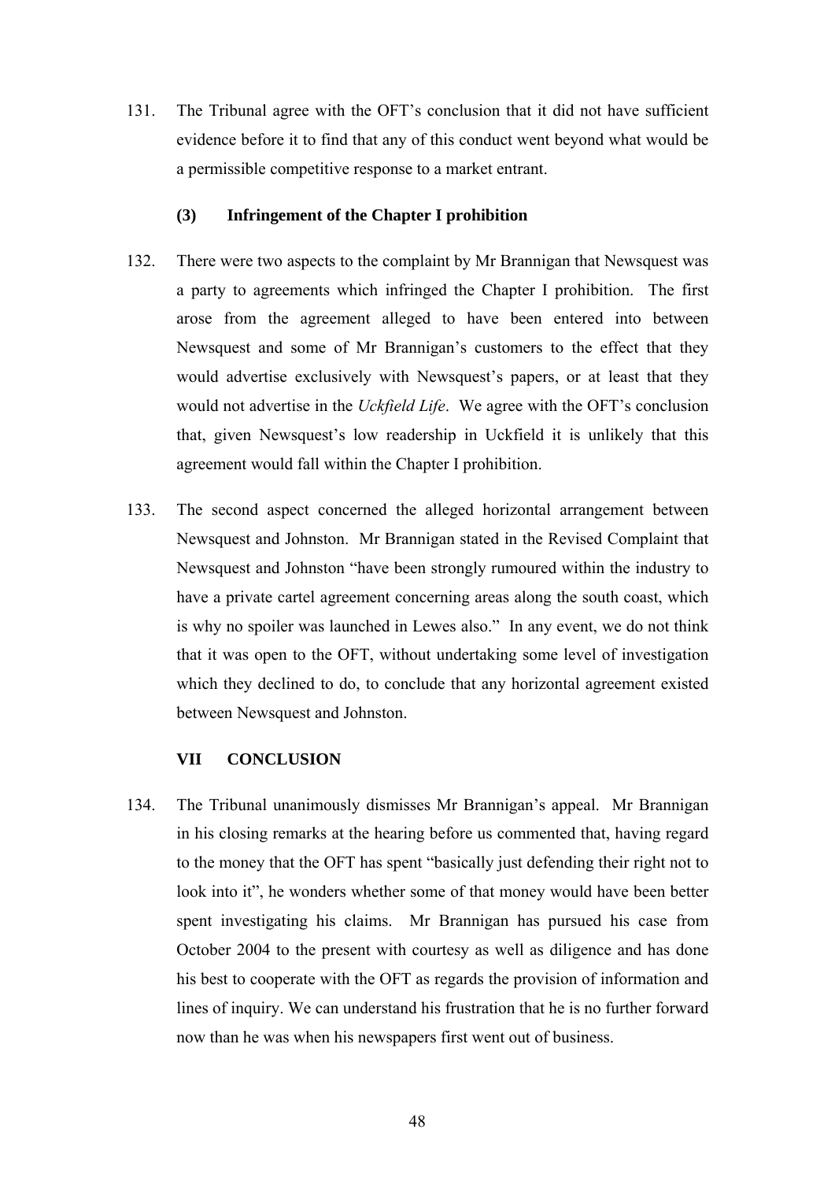131. The Tribunal agree with the OFT's conclusion that it did not have sufficient evidence before it to find that any of this conduct went beyond what would be a permissible competitive response to a market entrant.

### (3) Infringement of the Chapter I prohibition

132. There were two aspects to the complaint by Mr Brannigan that Newsquest was a party to agreements which infringed the Chapter I prohibition. The first arose from the agreement alleged to have been entered into between Newsquest and some of Mr Brannigan's customers to the effect that they would advertise exclusively with Newsquest's papers, or at least that they would not advertise in the *Uckfield Life*. We agree with the OFT's conclusion that, given Newsquest's low readership in Uckfield it is unlikely that this agreement would fall within the Chapter I prohibition.

133. The second aspect concerned the alleged horizontal arrangement between Newsquest and Johnston. Mr Brannigan stated in the Revised Complaint that Newsquest and Johnston "have been strongly rumoured within the industry to have a private cartel agreement concerning areas along the south coast, which is why no spoiler was launched in Lewes also." In any event, we do not think that it was open to the OFT, without undertaking some level of investigation which they declined to do, to conclude that any horizontal agreement existed between Newsquest and Johnston.

## VII CONCLUSION

134. The Tribunal unanimously dismisses Mr Brannigan's appeal. Mr Brannigan in his closing remarks at the hearing before us commented that, having regard to the money that the OFT has spent "basically just defending their right not to look into it", he wonders whether some of that money would have been better spent investigating his claims. Mr Brannigan has pursued his case from October 2004 to the present with courtesy as well as diligence and has done his best to cooperate with the OFT as regards the provision of information and lines of inquiry. We can understand his frustration that he is no further forward now than he was when his newspapers first went out of business.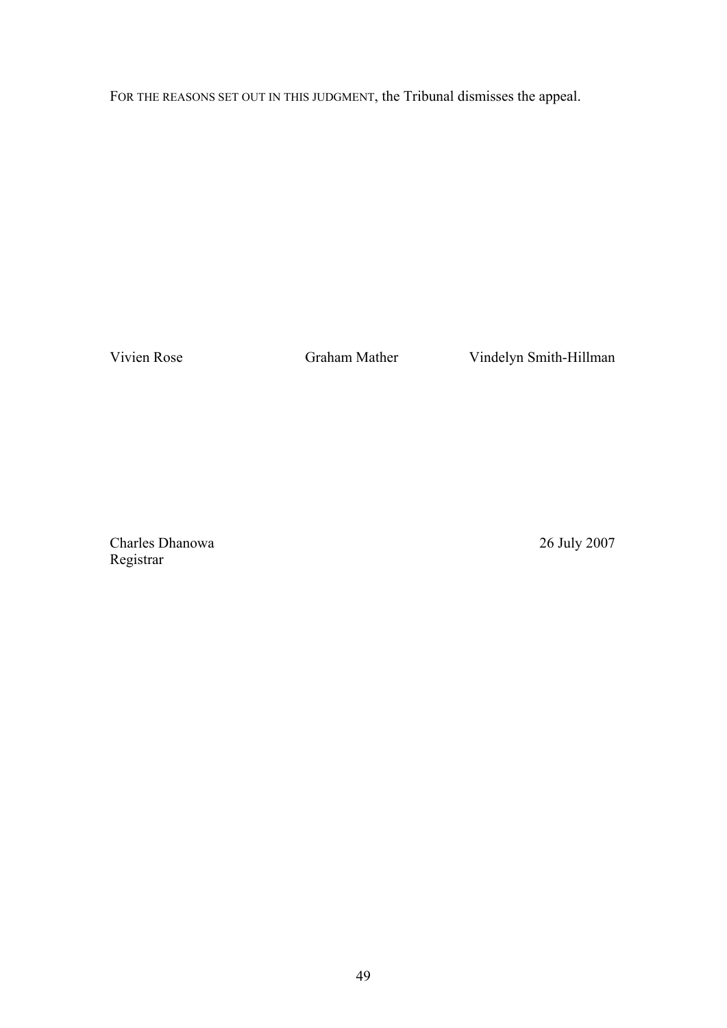FOR THE REASONS SET OUT IN THIS JUDGMENT, the Tribunal dismisses the appeal.

| | | |
|---|---|---|
| Vivien Rose | Graham Mather | Vindelyn Smith-Hillman |

| | |
|---|---|
| Charles Dhanowa<br>Registrar | 26 July 2007 |